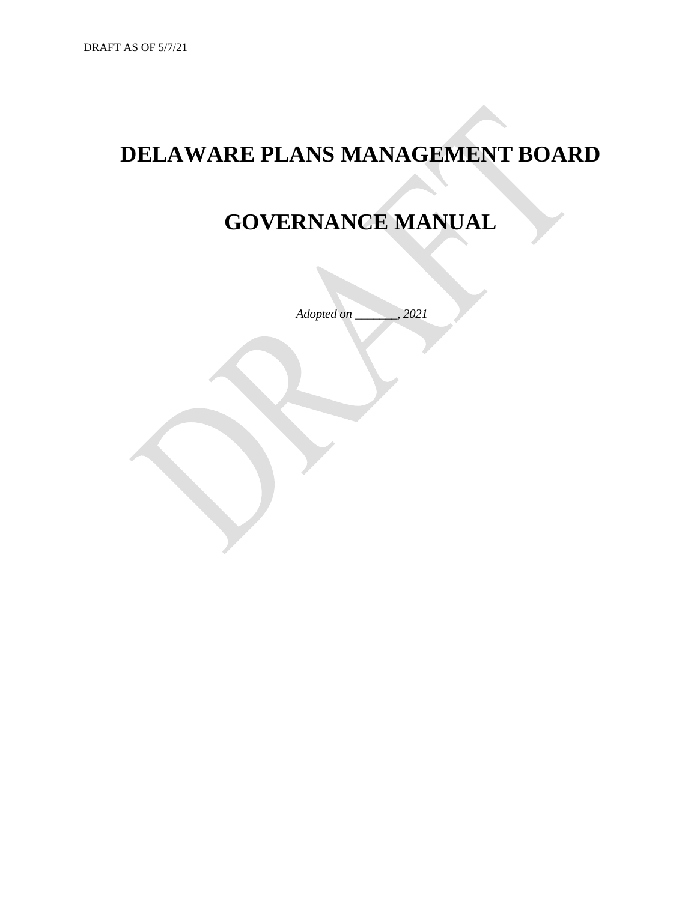DRAFT AS OF 5/7/21

# DELAWARE PLANS MANAGEMENT BOARD

# GOVERNANCE MANUAL

*Adopted on _______, 2021*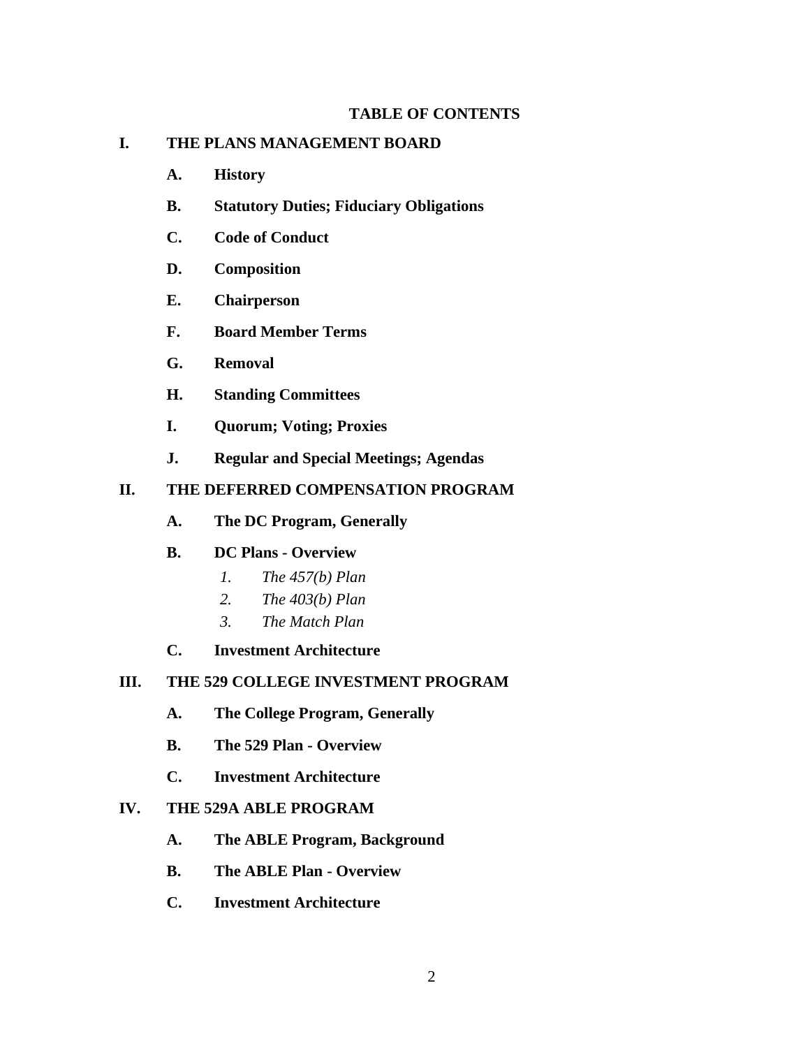# TABLE OF CONTENTS

**I. THE PLANS MANAGEMENT BOARD**

- **A. History**
- **B. Statutory Duties; Fiduciary Obligations**
- **C. Code of Conduct**
- **D. Composition**
- **E. Chairperson**
- **F. Board Member Terms**
- **G. Removal**
- **H. Standing Committees**
- **I. Quorum; Voting; Proxies**
- **J. Regular and Special Meetings; Agendas**

**II. THE DEFERRED COMPENSATION PROGRAM**

- **A. The DC Program, Generally**
- **B. DC Plans - Overview**
  1. *The 457(b) Plan*
  2. *The 403(b) Plan*
  3. *The Match Plan*
- **C. Investment Architecture**

**III. THE 529 COLLEGE INVESTMENT PROGRAM**

- **A. The College Program, Generally**
- **B. The 529 Plan - Overview**
- **C. Investment Architecture**

**IV. THE 529A ABLE PROGRAM**

- **A. The ABLE Program, Background**
- **B. The ABLE Plan - Overview**
- **C. Investment Architecture**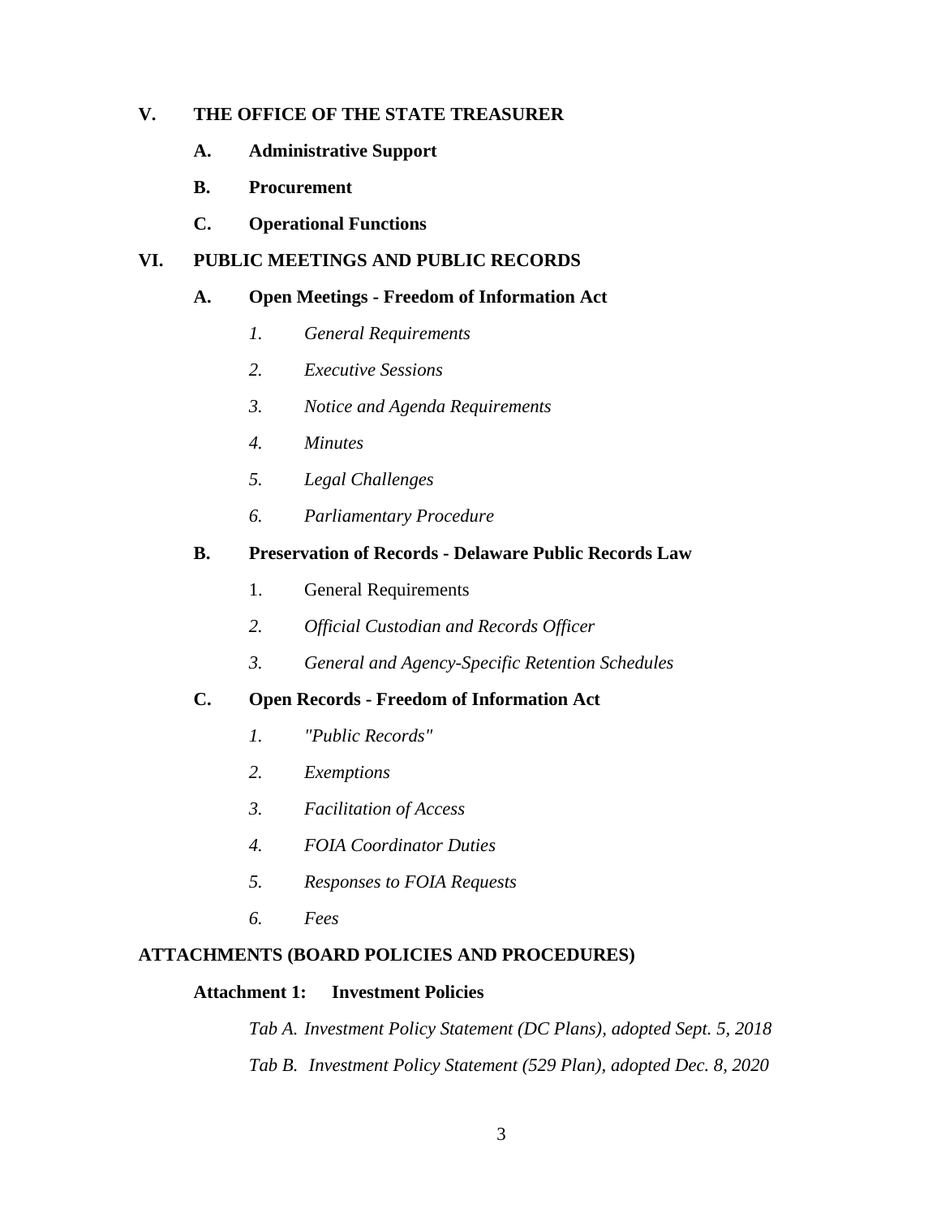**V. THE OFFICE OF THE STATE TREASURER**

- **A. Administrative Support**
- **B. Procurement**
- **C. Operational Functions**

**VI. PUBLIC MEETINGS AND PUBLIC RECORDS**

- **A. Open Meetings - Freedom of Information Act**
  - *1. General Requirements*
  - *2. Executive Sessions*
  - *3. Notice and Agenda Requirements*
  - *4. Minutes*
  - *5. Legal Challenges*
  - *6. Parliamentary Procedure*
- **B. Preservation of Records - Delaware Public Records Law**
  - 1. General Requirements
  - *2. Official Custodian and Records Officer*
  - *3. General and Agency-Specific Retention Schedules*
- **C. Open Records - Freedom of Information Act**
  - *1. "Public Records"*
  - *2. Exemptions*
  - *3. Facilitation of Access*
  - *4. FOIA Coordinator Duties*
  - *5. Responses to FOIA Requests*
  - *6. Fees*

**ATTACHMENTS (BOARD POLICIES AND PROCEDURES)**

**Attachment 1: Investment Policies**

*Tab A. Investment Policy Statement (DC Plans), adopted Sept. 5, 2018*

*Tab B. Investment Policy Statement (529 Plan), adopted Dec. 8, 2020*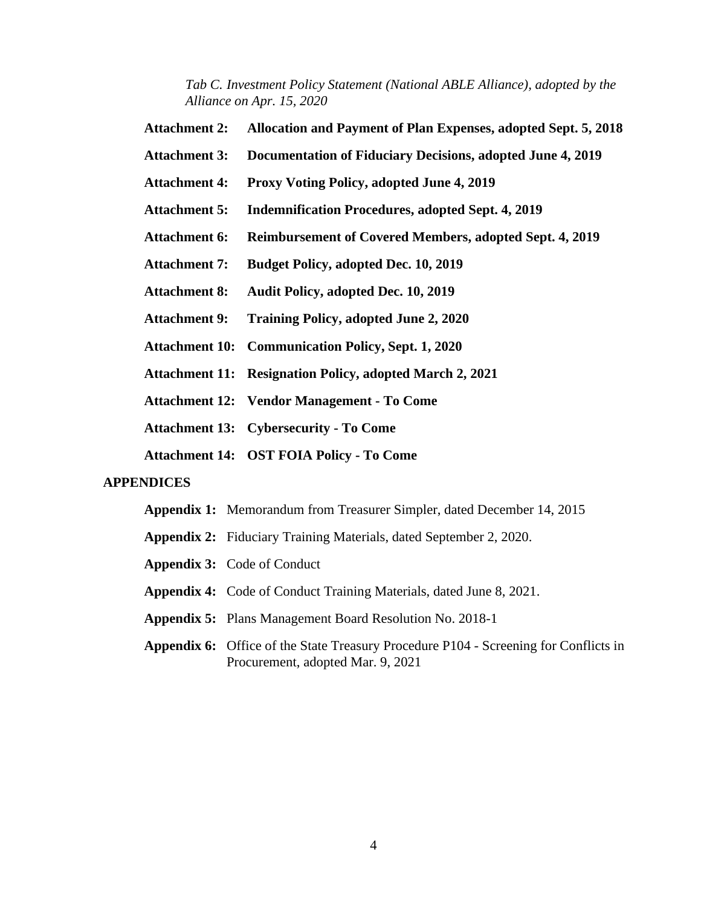*Tab C. Investment Policy Statement (National ABLE Alliance), adopted by the Alliance on Apr. 15, 2020*

**Attachment 2: Allocation and Payment of Plan Expenses, adopted Sept. 5, 2018**

**Attachment 3: Documentation of Fiduciary Decisions, adopted June 4, 2019**

**Attachment 4: Proxy Voting Policy, adopted June 4, 2019**

**Attachment 5: Indemnification Procedures, adopted Sept. 4, 2019**

**Attachment 6: Reimbursement of Covered Members, adopted Sept. 4, 2019**

**Attachment 7: Budget Policy, adopted Dec. 10, 2019**

**Attachment 8: Audit Policy, adopted Dec. 10, 2019**

**Attachment 9: Training Policy, adopted June 2, 2020**

**Attachment 10: Communication Policy, Sept. 1, 2020**

**Attachment 11: Resignation Policy, adopted March 2, 2021**

**Attachment 12: Vendor Management - To Come**

**Attachment 13: Cybersecurity - To Come**

**Attachment 14: OST FOIA Policy - To Come**

**APPENDICES**

**Appendix 1:** Memorandum from Treasurer Simpler, dated December 14, 2015

**Appendix 2:** Fiduciary Training Materials, dated September 2, 2020.

**Appendix 3:** Code of Conduct

**Appendix 4:** Code of Conduct Training Materials, dated June 8, 2021.

**Appendix 5:** Plans Management Board Resolution No. 2018-1

**Appendix 6:** Office of the State Treasury Procedure P104 - Screening for Conflicts in Procurement, adopted Mar. 9, 2021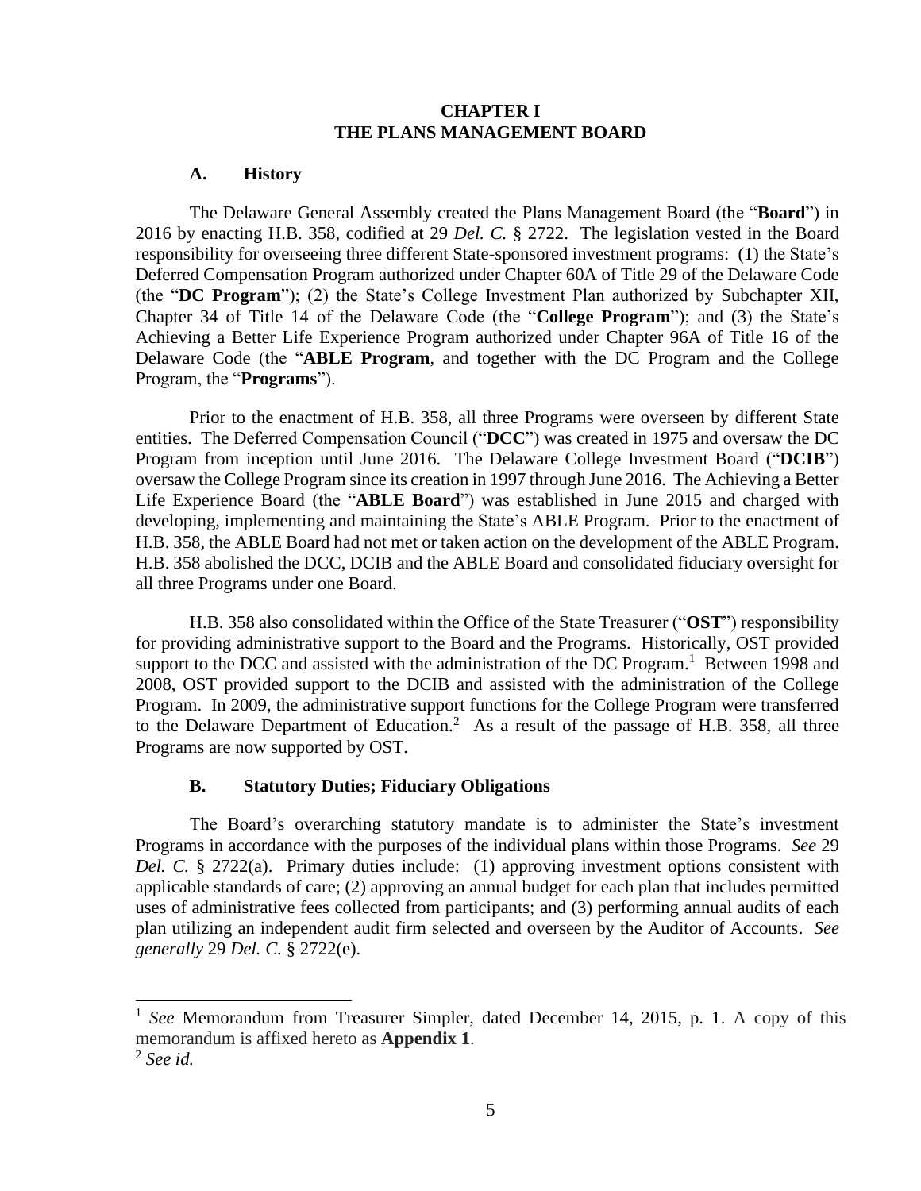# CHAPTER I
# THE PLANS MANAGEMENT BOARD

## A. History

The Delaware General Assembly created the Plans Management Board (the "**Board**") in 2016 by enacting H.B. 358, codified at 29 *Del. C.* § 2722. The legislation vested in the Board responsibility for overseeing three different State-sponsored investment programs: (1) the State's Deferred Compensation Program authorized under Chapter 60A of Title 29 of the Delaware Code (the "**DC Program**"); (2) the State's College Investment Plan authorized by Subchapter XII, Chapter 34 of Title 14 of the Delaware Code (the "**College Program**"); and (3) the State's Achieving a Better Life Experience Program authorized under Chapter 96A of Title 16 of the Delaware Code (the "**ABLE Program**, and together with the DC Program and the College Program, the "**Programs**").

Prior to the enactment of H.B. 358, all three Programs were overseen by different State entities. The Deferred Compensation Council ("**DCC**") was created in 1975 and oversaw the DC Program from inception until June 2016. The Delaware College Investment Board ("**DCIB**") oversaw the College Program since its creation in 1997 through June 2016. The Achieving a Better Life Experience Board (the "**ABLE Board**") was established in June 2015 and charged with developing, implementing and maintaining the State's ABLE Program. Prior to the enactment of H.B. 358, the ABLE Board had not met or taken action on the development of the ABLE Program. H.B. 358 abolished the DCC, DCIB and the ABLE Board and consolidated fiduciary oversight for all three Programs under one Board.

H.B. 358 also consolidated within the Office of the State Treasurer ("**OST**") responsibility for providing administrative support to the Board and the Programs. Historically, OST provided support to the DCC and assisted with the administration of the DC Program.[1] Between 1998 and 2008, OST provided support to the DCIB and assisted with the administration of the College Program. In 2009, the administrative support functions for the College Program were transferred to the Delaware Department of Education.[2] As a result of the passage of H.B. 358, all three Programs are now supported by OST.

## B. Statutory Duties; Fiduciary Obligations

The Board's overarching statutory mandate is to administer the State's investment Programs in accordance with the purposes of the individual plans within those Programs. *See* 29 *Del. C.* § 2722(a). Primary duties include: (1) approving investment options consistent with applicable standards of care; (2) approving an annual budget for each plan that includes permitted uses of administrative fees collected from participants; and (3) performing annual audits of each plan utilizing an independent audit firm selected and overseen by the Auditor of Accounts. *See generally* 29 *Del. C.* § 2722(e).

---

[1] *See* Memorandum from Treasurer Simpler, dated December 14, 2015, p. 1. A copy of this memorandum is affixed hereto as **Appendix 1**.

[2] *See id.*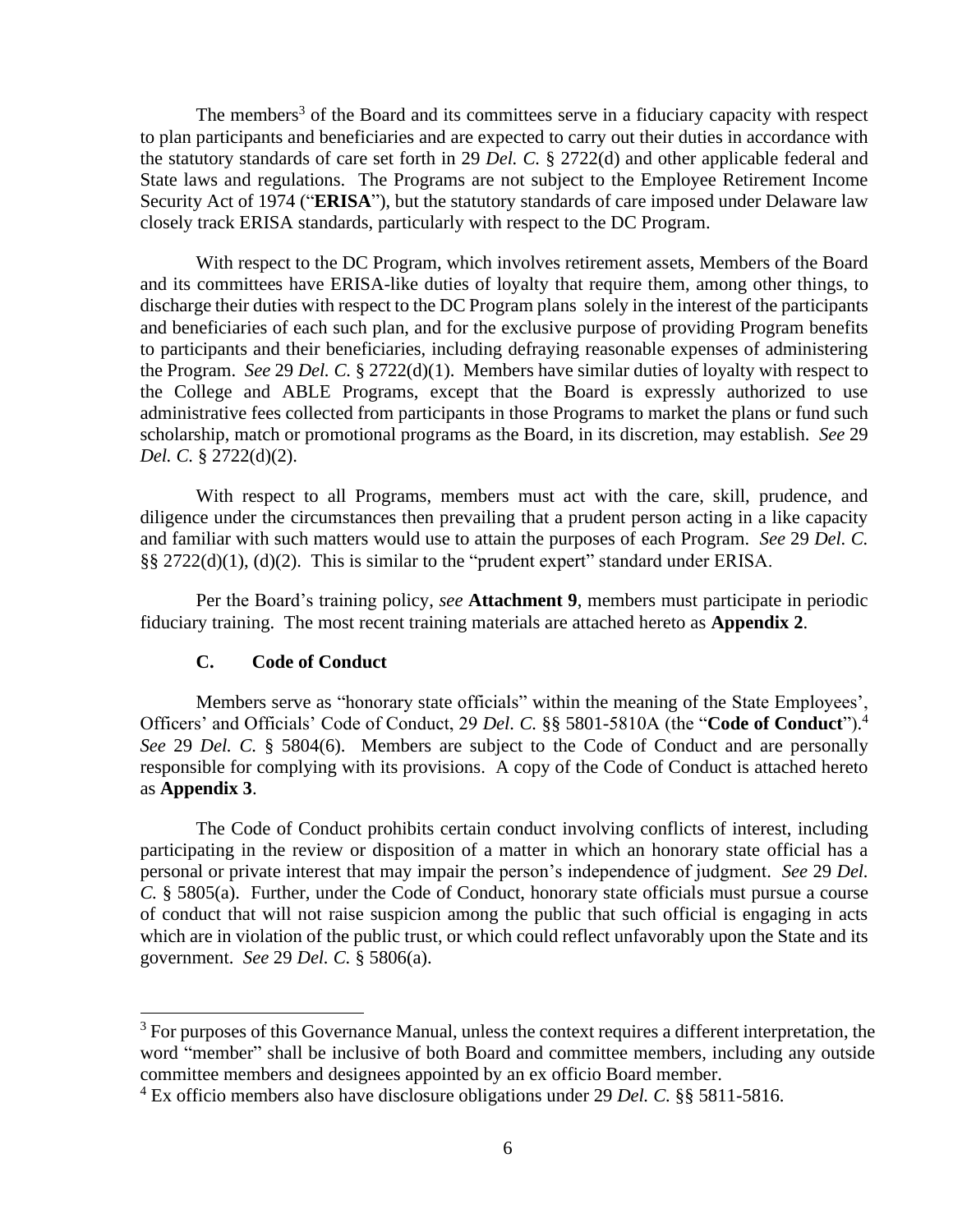The members[3] of the Board and its committees serve in a fiduciary capacity with respect to plan participants and beneficiaries and are expected to carry out their duties in accordance with the statutory standards of care set forth in 29 *Del. C.* § 2722(d) and other applicable federal and State laws and regulations. The Programs are not subject to the Employee Retirement Income Security Act of 1974 ("**ERISA**"), but the statutory standards of care imposed under Delaware law closely track ERISA standards, particularly with respect to the DC Program.

With respect to the DC Program, which involves retirement assets, Members of the Board and its committees have ERISA-like duties of loyalty that require them, among other things, to discharge their duties with respect to the DC Program plans solely in the interest of the participants and beneficiaries of each such plan, and for the exclusive purpose of providing Program benefits to participants and their beneficiaries, including defraying reasonable expenses of administering the Program. *See* 29 *Del. C.* § 2722(d)(1). Members have similar duties of loyalty with respect to the College and ABLE Programs, except that the Board is expressly authorized to use administrative fees collected from participants in those Programs to market the plans or fund such scholarship, match or promotional programs as the Board, in its discretion, may establish. *See* 29 *Del. C.* § 2722(d)(2).

With respect to all Programs, members must act with the care, skill, prudence, and diligence under the circumstances then prevailing that a prudent person acting in a like capacity and familiar with such matters would use to attain the purposes of each Program. *See* 29 *Del. C.* §§ 2722(d)(1), (d)(2). This is similar to the "prudent expert" standard under ERISA.

Per the Board's training policy, *see* **Attachment 9**, members must participate in periodic fiduciary training. The most recent training materials are attached hereto as **Appendix 2**.

### C. Code of Conduct

Members serve as "honorary state officials" within the meaning of the State Employees', Officers' and Officials' Code of Conduct, 29 *Del. C.* §§ 5801-5810A (the "**Code of Conduct**").[4] *See* 29 *Del. C.* § 5804(6). Members are subject to the Code of Conduct and are personally responsible for complying with its provisions. A copy of the Code of Conduct is attached hereto as **Appendix 3**.

The Code of Conduct prohibits certain conduct involving conflicts of interest, including participating in the review or disposition of a matter in which an honorary state official has a personal or private interest that may impair the person's independence of judgment. *See* 29 *Del. C.* § 5805(a). Further, under the Code of Conduct, honorary state officials must pursue a course of conduct that will not raise suspicion among the public that such official is engaging in acts which are in violation of the public trust, or which could reflect unfavorably upon the State and its government. *See* 29 *Del. C.* § 5806(a).

---

[3] For purposes of this Governance Manual, unless the context requires a different interpretation, the word "member" shall be inclusive of both Board and committee members, including any outside committee members and designees appointed by an ex officio Board member.

[4] Ex officio members also have disclosure obligations under 29 *Del. C.* §§ 5811-5816.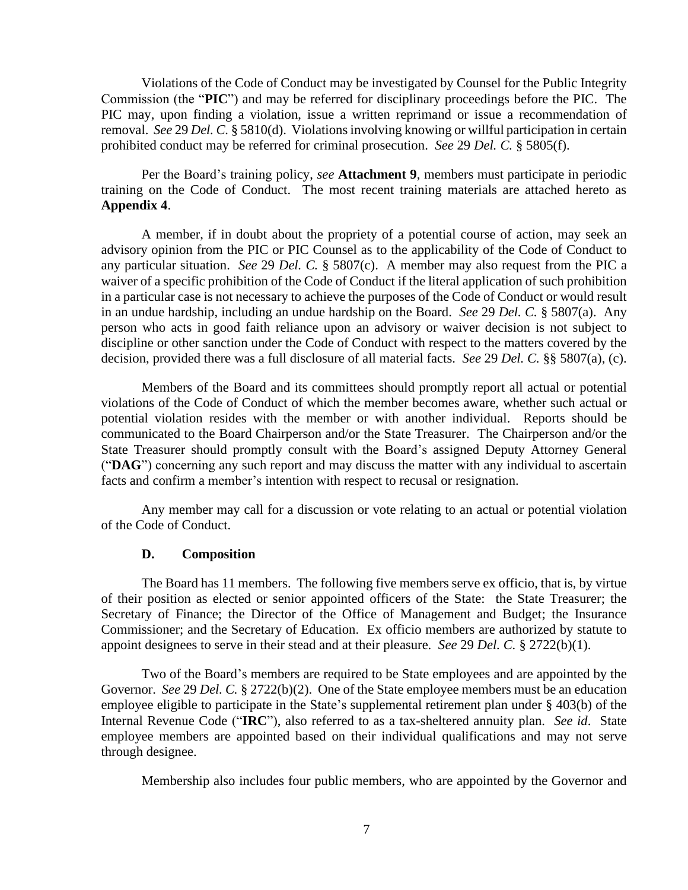Violations of the Code of Conduct may be investigated by Counsel for the Public Integrity Commission (the "**PIC**") and may be referred for disciplinary proceedings before the PIC. The PIC may, upon finding a violation, issue a written reprimand or issue a recommendation of removal. *See* 29 *Del. C.* § 5810(d). Violations involving knowing or willful participation in certain prohibited conduct may be referred for criminal prosecution. *See* 29 *Del. C.* § 5805(f).

Per the Board's training policy, *see* **Attachment 9**, members must participate in periodic training on the Code of Conduct. The most recent training materials are attached hereto as **Appendix 4**.

A member, if in doubt about the propriety of a potential course of action, may seek an advisory opinion from the PIC or PIC Counsel as to the applicability of the Code of Conduct to any particular situation. *See* 29 *Del. C.* § 5807(c). A member may also request from the PIC a waiver of a specific prohibition of the Code of Conduct if the literal application of such prohibition in a particular case is not necessary to achieve the purposes of the Code of Conduct or would result in an undue hardship, including an undue hardship on the Board. *See* 29 *Del. C.* § 5807(a). Any person who acts in good faith reliance upon an advisory or waiver decision is not subject to discipline or other sanction under the Code of Conduct with respect to the matters covered by the decision, provided there was a full disclosure of all material facts. *See* 29 *Del. C.* §§ 5807(a), (c).

Members of the Board and its committees should promptly report all actual or potential violations of the Code of Conduct of which the member becomes aware, whether such actual or potential violation resides with the member or with another individual. Reports should be communicated to the Board Chairperson and/or the State Treasurer. The Chairperson and/or the State Treasurer should promptly consult with the Board's assigned Deputy Attorney General ("**DAG**") concerning any such report and may discuss the matter with any individual to ascertain facts and confirm a member's intention with respect to recusal or resignation.

Any member may call for a discussion or vote relating to an actual or potential violation of the Code of Conduct.

### D. Composition

The Board has 11 members. The following five members serve ex officio, that is, by virtue of their position as elected or senior appointed officers of the State: the State Treasurer; the Secretary of Finance; the Director of the Office of Management and Budget; the Insurance Commissioner; and the Secretary of Education. Ex officio members are authorized by statute to appoint designees to serve in their stead and at their pleasure. *See* 29 *Del. C.* § 2722(b)(1).

Two of the Board's members are required to be State employees and are appointed by the Governor. *See* 29 *Del. C.* § 2722(b)(2). One of the State employee members must be an education employee eligible to participate in the State's supplemental retirement plan under § 403(b) of the Internal Revenue Code ("**IRC**"), also referred to as a tax-sheltered annuity plan. *See id*. State employee members are appointed based on their individual qualifications and may not serve through designee.

Membership also includes four public members, who are appointed by the Governor and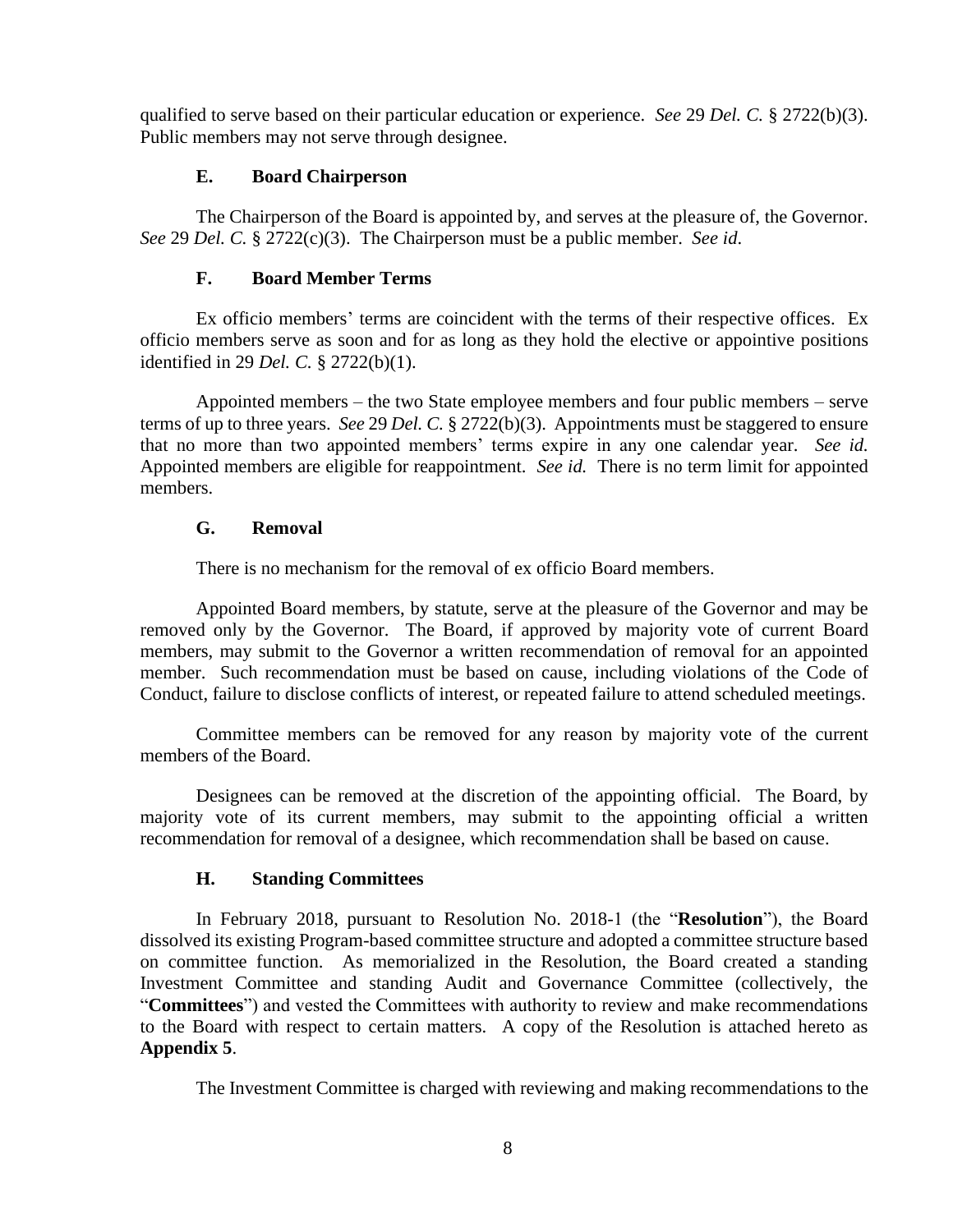qualified to serve based on their particular education or experience. *See* 29 *Del. C.* § 2722(b)(3). Public members may not serve through designee.

### E. Board Chairperson

The Chairperson of the Board is appointed by, and serves at the pleasure of, the Governor. *See* 29 *Del. C.* § 2722(c)(3). The Chairperson must be a public member. *See id.*

### F. Board Member Terms

Ex officio members' terms are coincident with the terms of their respective offices. Ex officio members serve as soon and for as long as they hold the elective or appointive positions identified in 29 *Del. C.* § 2722(b)(1).

Appointed members – the two State employee members and four public members – serve terms of up to three years. *See* 29 *Del. C.* § 2722(b)(3). Appointments must be staggered to ensure that no more than two appointed members' terms expire in any one calendar year. *See id.* Appointed members are eligible for reappointment. *See id.* There is no term limit for appointed members.

### G. Removal

There is no mechanism for the removal of ex officio Board members.

Appointed Board members, by statute, serve at the pleasure of the Governor and may be removed only by the Governor. The Board, if approved by majority vote of current Board members, may submit to the Governor a written recommendation of removal for an appointed member. Such recommendation must be based on cause, including violations of the Code of Conduct, failure to disclose conflicts of interest, or repeated failure to attend scheduled meetings.

Committee members can be removed for any reason by majority vote of the current members of the Board.

Designees can be removed at the discretion of the appointing official. The Board, by majority vote of its current members, may submit to the appointing official a written recommendation for removal of a designee, which recommendation shall be based on cause.

### H. Standing Committees

In February 2018, pursuant to Resolution No. 2018-1 (the "**Resolution**"), the Board dissolved its existing Program-based committee structure and adopted a committee structure based on committee function. As memorialized in the Resolution, the Board created a standing Investment Committee and standing Audit and Governance Committee (collectively, the "**Committees**") and vested the Committees with authority to review and make recommendations to the Board with respect to certain matters. A copy of the Resolution is attached hereto as **Appendix 5**.

The Investment Committee is charged with reviewing and making recommendations to the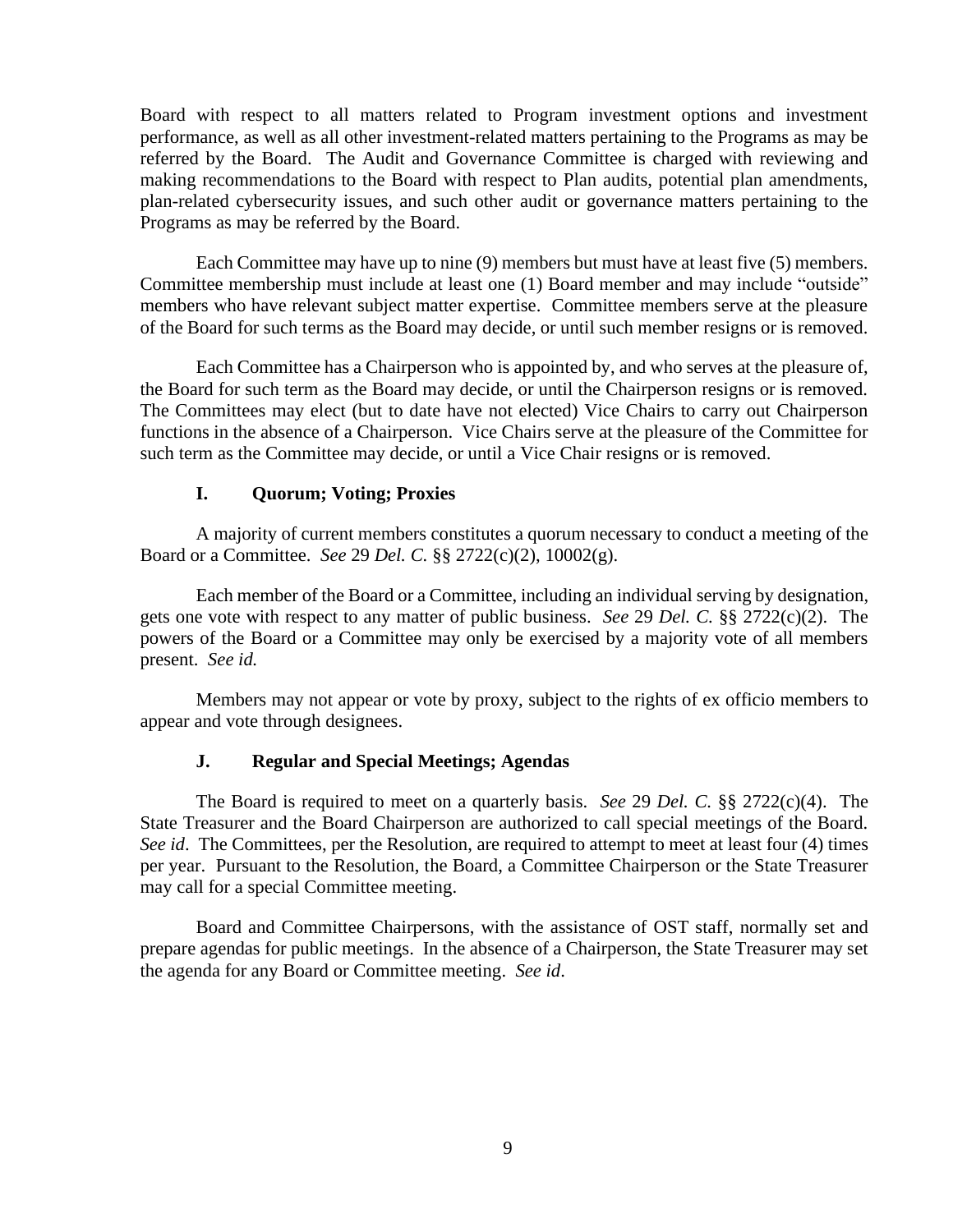Board with respect to all matters related to Program investment options and investment performance, as well as all other investment-related matters pertaining to the Programs as may be referred by the Board. The Audit and Governance Committee is charged with reviewing and making recommendations to the Board with respect to Plan audits, potential plan amendments, plan-related cybersecurity issues, and such other audit or governance matters pertaining to the Programs as may be referred by the Board.

Each Committee may have up to nine (9) members but must have at least five (5) members. Committee membership must include at least one (1) Board member and may include "outside" members who have relevant subject matter expertise. Committee members serve at the pleasure of the Board for such terms as the Board may decide, or until such member resigns or is removed.

Each Committee has a Chairperson who is appointed by, and who serves at the pleasure of, the Board for such term as the Board may decide, or until the Chairperson resigns or is removed. The Committees may elect (but to date have not elected) Vice Chairs to carry out Chairperson functions in the absence of a Chairperson. Vice Chairs serve at the pleasure of the Committee for such term as the Committee may decide, or until a Vice Chair resigns or is removed.

### I. Quorum; Voting; Proxies

A majority of current members constitutes a quorum necessary to conduct a meeting of the Board or a Committee. *See* 29 *Del. C.* §§ 2722(c)(2), 10002(g).

Each member of the Board or a Committee, including an individual serving by designation, gets one vote with respect to any matter of public business. *See* 29 *Del. C.* §§ 2722(c)(2). The powers of the Board or a Committee may only be exercised by a majority vote of all members present. *See id.*

Members may not appear or vote by proxy, subject to the rights of ex officio members to appear and vote through designees.

### J. Regular and Special Meetings; Agendas

The Board is required to meet on a quarterly basis. *See* 29 *Del. C.* §§ 2722(c)(4). The State Treasurer and the Board Chairperson are authorized to call special meetings of the Board. *See id*. The Committees, per the Resolution, are required to attempt to meet at least four (4) times per year. Pursuant to the Resolution, the Board, a Committee Chairperson or the State Treasurer may call for a special Committee meeting.

Board and Committee Chairpersons, with the assistance of OST staff, normally set and prepare agendas for public meetings. In the absence of a Chairperson, the State Treasurer may set the agenda for any Board or Committee meeting. *See id*.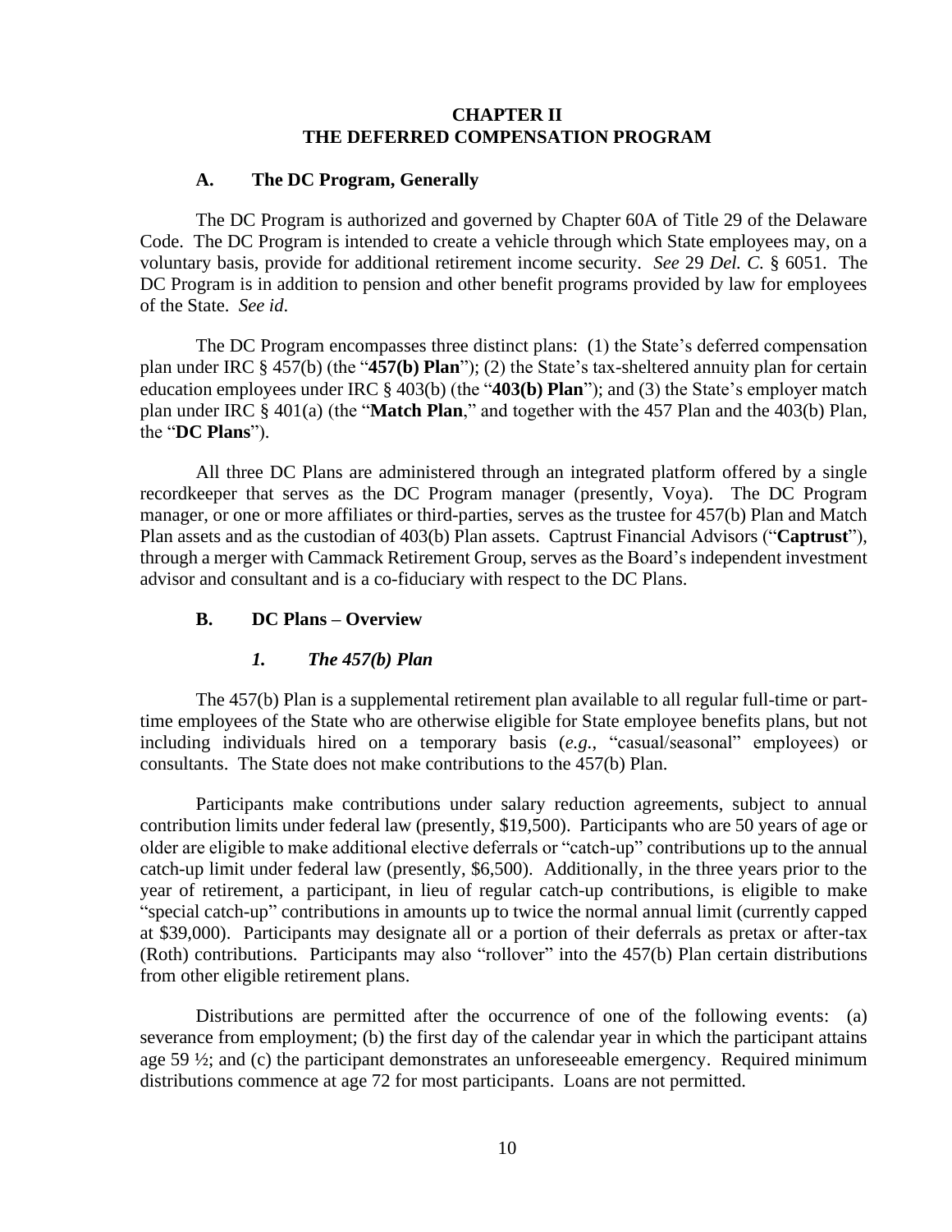# CHAPTER II
# THE DEFERRED COMPENSATION PROGRAM

## A. The DC Program, Generally

The DC Program is authorized and governed by Chapter 60A of Title 29 of the Delaware Code. The DC Program is intended to create a vehicle through which State employees may, on a voluntary basis, provide for additional retirement income security. *See* 29 *Del. C.* § 6051. The DC Program is in addition to pension and other benefit programs provided by law for employees of the State. *See id*.

The DC Program encompasses three distinct plans: (1) the State's deferred compensation plan under IRC § 457(b) (the "**457(b) Plan**"); (2) the State's tax-sheltered annuity plan for certain education employees under IRC § 403(b) (the "**403(b) Plan**"); and (3) the State's employer match plan under IRC § 401(a) (the "**Match Plan**," and together with the 457 Plan and the 403(b) Plan, the "**DC Plans**").

All three DC Plans are administered through an integrated platform offered by a single recordkeeper that serves as the DC Program manager (presently, Voya). The DC Program manager, or one or more affiliates or third-parties, serves as the trustee for 457(b) Plan and Match Plan assets and as the custodian of 403(b) Plan assets. Captrust Financial Advisors ("**Captrust**"), through a merger with Cammack Retirement Group, serves as the Board's independent investment advisor and consultant and is a co-fiduciary with respect to the DC Plans.

## B. DC Plans – Overview

### *1. The 457(b) Plan*

The 457(b) Plan is a supplemental retirement plan available to all regular full-time or part-time employees of the State who are otherwise eligible for State employee benefits plans, but not including individuals hired on a temporary basis (*e.g.*, "casual/seasonal" employees) or consultants. The State does not make contributions to the 457(b) Plan.

Participants make contributions under salary reduction agreements, subject to annual contribution limits under federal law (presently, $19,500). Participants who are 50 years of age or older are eligible to make additional elective deferrals or "catch-up" contributions up to the annual catch-up limit under federal law (presently, $6,500). Additionally, in the three years prior to the year of retirement, a participant, in lieu of regular catch-up contributions, is eligible to make "special catch-up" contributions in amounts up to twice the normal annual limit (currently capped at $39,000). Participants may designate all or a portion of their deferrals as pretax or after-tax (Roth) contributions. Participants may also "rollover" into the 457(b) Plan certain distributions from other eligible retirement plans.

Distributions are permitted after the occurrence of one of the following events: (a) severance from employment; (b) the first day of the calendar year in which the participant attains age 59 ½; and (c) the participant demonstrates an unforeseeable emergency. Required minimum distributions commence at age 72 for most participants. Loans are not permitted.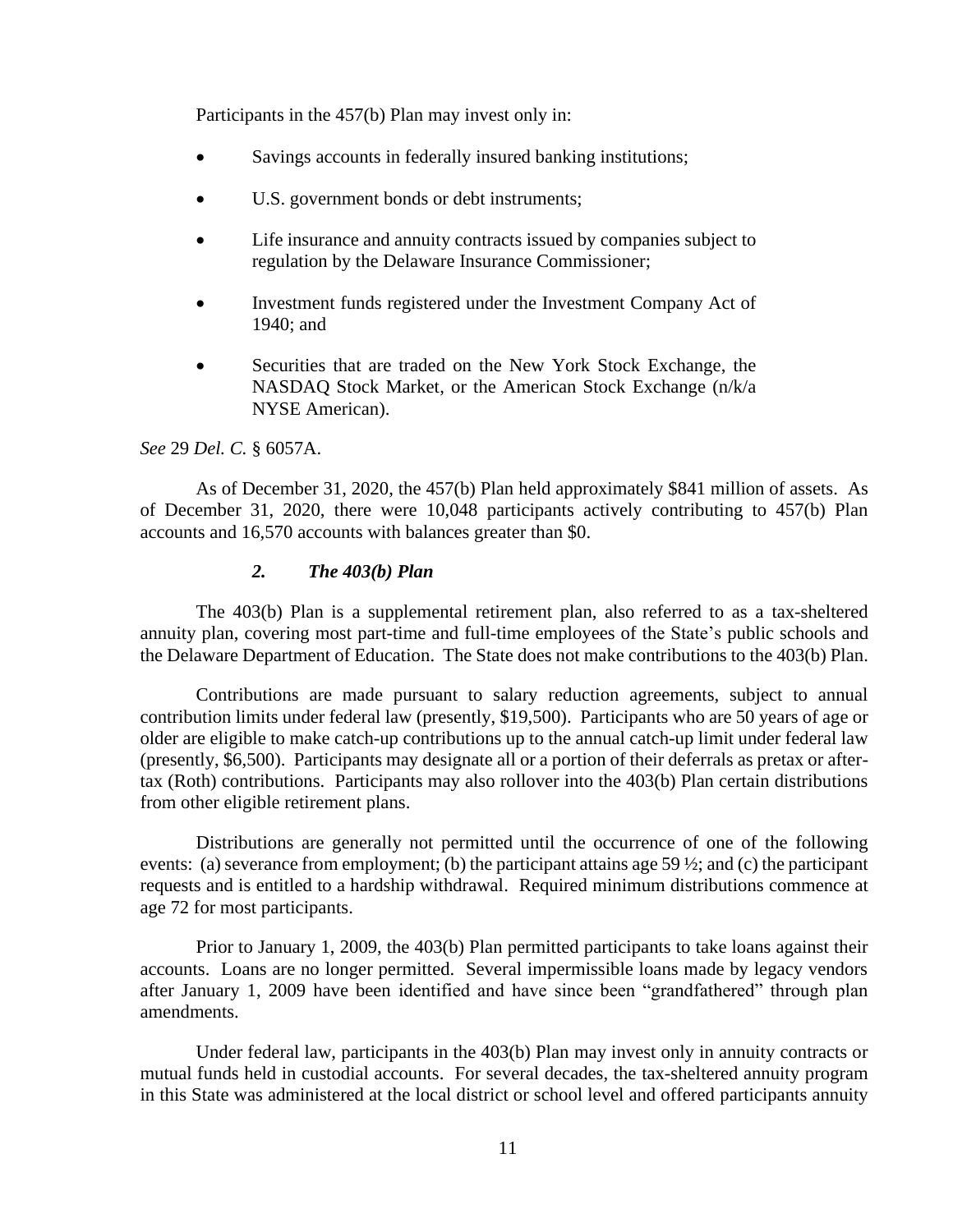Participants in the 457(b) Plan may invest only in:

- Savings accounts in federally insured banking institutions;
- U.S. government bonds or debt instruments;
- Life insurance and annuity contracts issued by companies subject to regulation by the Delaware Insurance Commissioner;
- Investment funds registered under the Investment Company Act of 1940; and
- Securities that are traded on the New York Stock Exchange, the NASDAQ Stock Market, or the American Stock Exchange (n/k/a NYSE American).

*See* 29 *Del. C.* § 6057A.

As of December 31, 2020, the 457(b) Plan held approximately $841 million of assets. As of December 31, 2020, there were 10,048 participants actively contributing to 457(b) Plan accounts and 16,570 accounts with balances greater than $0.

### *2. The 403(b) Plan*

The 403(b) Plan is a supplemental retirement plan, also referred to as a tax-sheltered annuity plan, covering most part-time and full-time employees of the State's public schools and the Delaware Department of Education. The State does not make contributions to the 403(b) Plan.

Contributions are made pursuant to salary reduction agreements, subject to annual contribution limits under federal law (presently, $19,500). Participants who are 50 years of age or older are eligible to make catch-up contributions up to the annual catch-up limit under federal law (presently, $6,500). Participants may designate all or a portion of their deferrals as pretax or after-tax (Roth) contributions. Participants may also rollover into the 403(b) Plan certain distributions from other eligible retirement plans.

Distributions are generally not permitted until the occurrence of one of the following events: (a) severance from employment; (b) the participant attains age 59 ½; and (c) the participant requests and is entitled to a hardship withdrawal. Required minimum distributions commence at age 72 for most participants.

Prior to January 1, 2009, the 403(b) Plan permitted participants to take loans against their accounts. Loans are no longer permitted. Several impermissible loans made by legacy vendors after January 1, 2009 have been identified and have since been "grandfathered" through plan amendments.

Under federal law, participants in the 403(b) Plan may invest only in annuity contracts or mutual funds held in custodial accounts. For several decades, the tax-sheltered annuity program in this State was administered at the local district or school level and offered participants annuity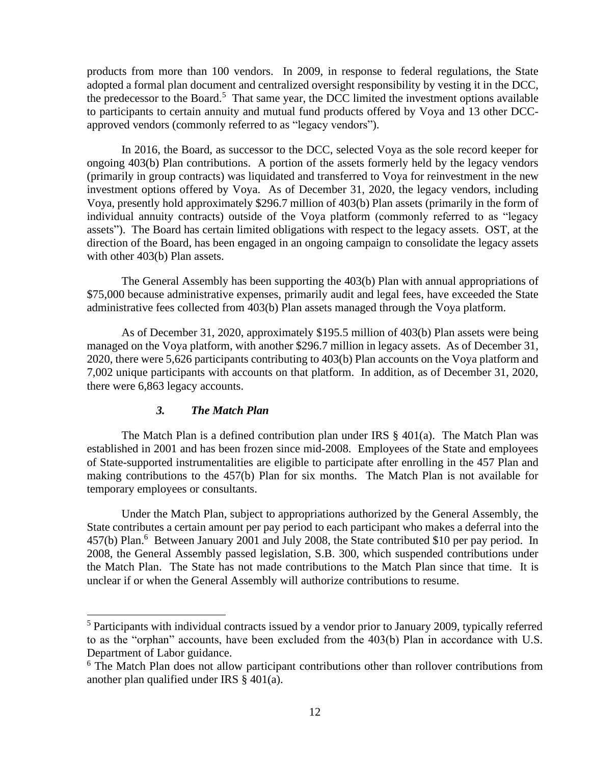products from more than 100 vendors. In 2009, in response to federal regulations, the State adopted a formal plan document and centralized oversight responsibility by vesting it in the DCC, the predecessor to the Board.[5] That same year, the DCC limited the investment options available to participants to certain annuity and mutual fund products offered by Voya and 13 other DCC-approved vendors (commonly referred to as "legacy vendors").

In 2016, the Board, as successor to the DCC, selected Voya as the sole record keeper for ongoing 403(b) Plan contributions. A portion of the assets formerly held by the legacy vendors (primarily in group contracts) was liquidated and transferred to Voya for reinvestment in the new investment options offered by Voya. As of December 31, 2020, the legacy vendors, including Voya, presently hold approximately $296.7 million of 403(b) Plan assets (primarily in the form of individual annuity contracts) outside of the Voya platform (commonly referred to as "legacy assets"). The Board has certain limited obligations with respect to the legacy assets. OST, at the direction of the Board, has been engaged in an ongoing campaign to consolidate the legacy assets with other 403(b) Plan assets.

The General Assembly has been supporting the 403(b) Plan with annual appropriations of $75,000 because administrative expenses, primarily audit and legal fees, have exceeded the State administrative fees collected from 403(b) Plan assets managed through the Voya platform.

As of December 31, 2020, approximately $195.5 million of 403(b) Plan assets were being managed on the Voya platform, with another $296.7 million in legacy assets. As of December 31, 2020, there were 5,626 participants contributing to 403(b) Plan accounts on the Voya platform and 7,002 unique participants with accounts on that platform. In addition, as of December 31, 2020, there were 6,863 legacy accounts.

### *3. The Match Plan*

The Match Plan is a defined contribution plan under IRS § 401(a). The Match Plan was established in 2001 and has been frozen since mid-2008. Employees of the State and employees of State-supported instrumentalities are eligible to participate after enrolling in the 457 Plan and making contributions to the 457(b) Plan for six months. The Match Plan is not available for temporary employees or consultants.

Under the Match Plan, subject to appropriations authorized by the General Assembly, the State contributes a certain amount per pay period to each participant who makes a deferral into the 457(b) Plan.[6] Between January 2001 and July 2008, the State contributed $10 per pay period. In 2008, the General Assembly passed legislation, S.B. 300, which suspended contributions under the Match Plan. The State has not made contributions to the Match Plan since that time. It is unclear if or when the General Assembly will authorize contributions to resume.

---

[5] Participants with individual contracts issued by a vendor prior to January 2009, typically referred to as the "orphan" accounts, have been excluded from the 403(b) Plan in accordance with U.S. Department of Labor guidance.

[6] The Match Plan does not allow participant contributions other than rollover contributions from another plan qualified under IRS § 401(a).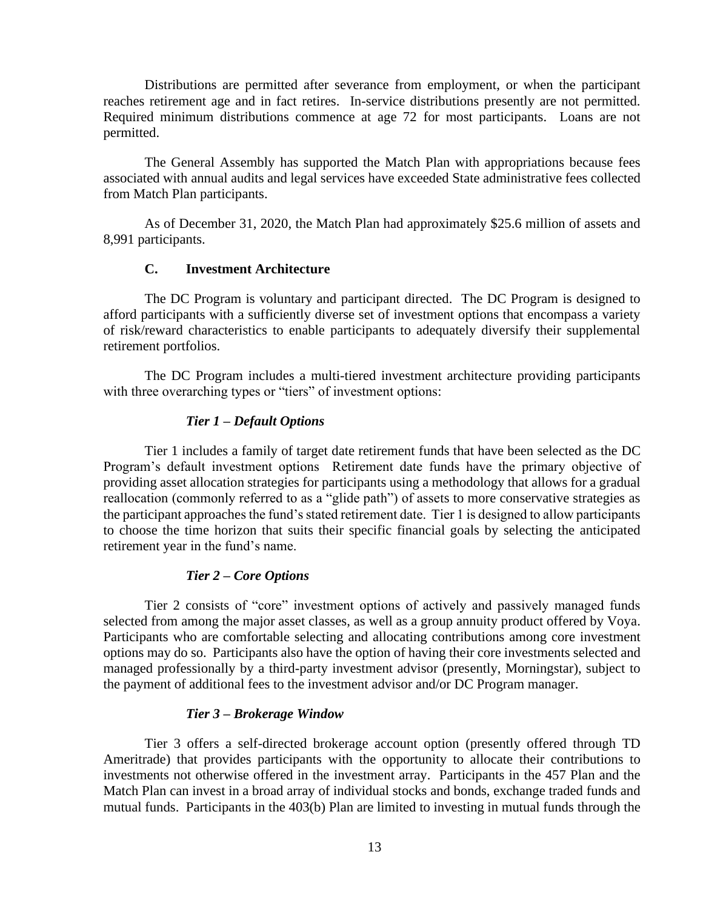Distributions are permitted after severance from employment, or when the participant reaches retirement age and in fact retires. In-service distributions presently are not permitted. Required minimum distributions commence at age 72 for most participants. Loans are not permitted.

The General Assembly has supported the Match Plan with appropriations because fees associated with annual audits and legal services have exceeded State administrative fees collected from Match Plan participants.

As of December 31, 2020, the Match Plan had approximately $25.6 million of assets and 8,991 participants.

### C. Investment Architecture

The DC Program is voluntary and participant directed. The DC Program is designed to afford participants with a sufficiently diverse set of investment options that encompass a variety of risk/reward characteristics to enable participants to adequately diversify their supplemental retirement portfolios.

The DC Program includes a multi-tiered investment architecture providing participants with three overarching types or "tiers" of investment options:

#### *Tier 1 – Default Options*

Tier 1 includes a family of target date retirement funds that have been selected as the DC Program's default investment options Retirement date funds have the primary objective of providing asset allocation strategies for participants using a methodology that allows for a gradual reallocation (commonly referred to as a "glide path") of assets to more conservative strategies as the participant approaches the fund's stated retirement date. Tier 1 is designed to allow participants to choose the time horizon that suits their specific financial goals by selecting the anticipated retirement year in the fund's name.

#### *Tier 2 – Core Options*

Tier 2 consists of "core" investment options of actively and passively managed funds selected from among the major asset classes, as well as a group annuity product offered by Voya. Participants who are comfortable selecting and allocating contributions among core investment options may do so. Participants also have the option of having their core investments selected and managed professionally by a third-party investment advisor (presently, Morningstar), subject to the payment of additional fees to the investment advisor and/or DC Program manager.

#### *Tier 3 – Brokerage Window*

Tier 3 offers a self-directed brokerage account option (presently offered through TD Ameritrade) that provides participants with the opportunity to allocate their contributions to investments not otherwise offered in the investment array. Participants in the 457 Plan and the Match Plan can invest in a broad array of individual stocks and bonds, exchange traded funds and mutual funds. Participants in the 403(b) Plan are limited to investing in mutual funds through the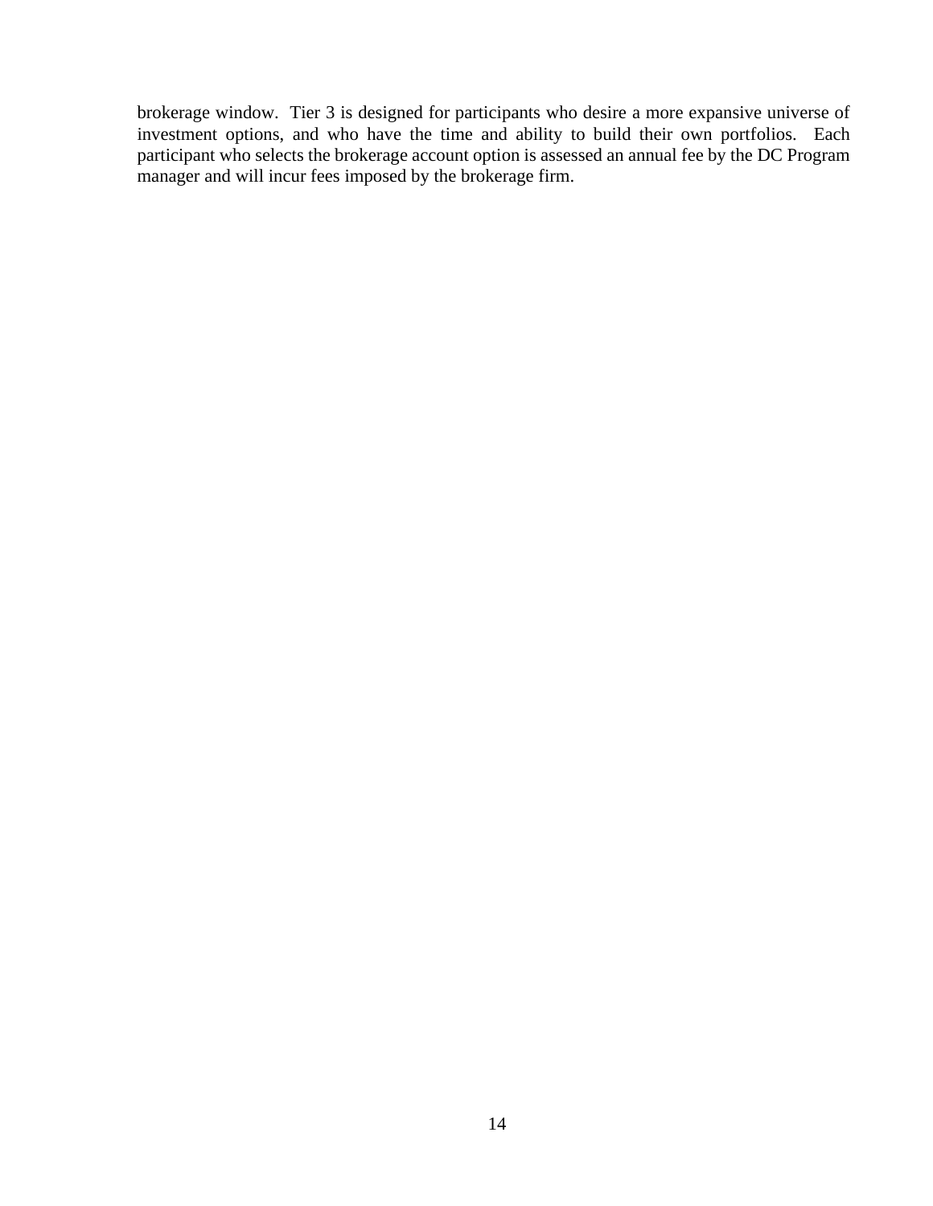brokerage window. Tier 3 is designed for participants who desire a more expansive universe of investment options, and who have the time and ability to build their own portfolios. Each participant who selects the brokerage account option is assessed an annual fee by the DC Program manager and will incur fees imposed by the brokerage firm.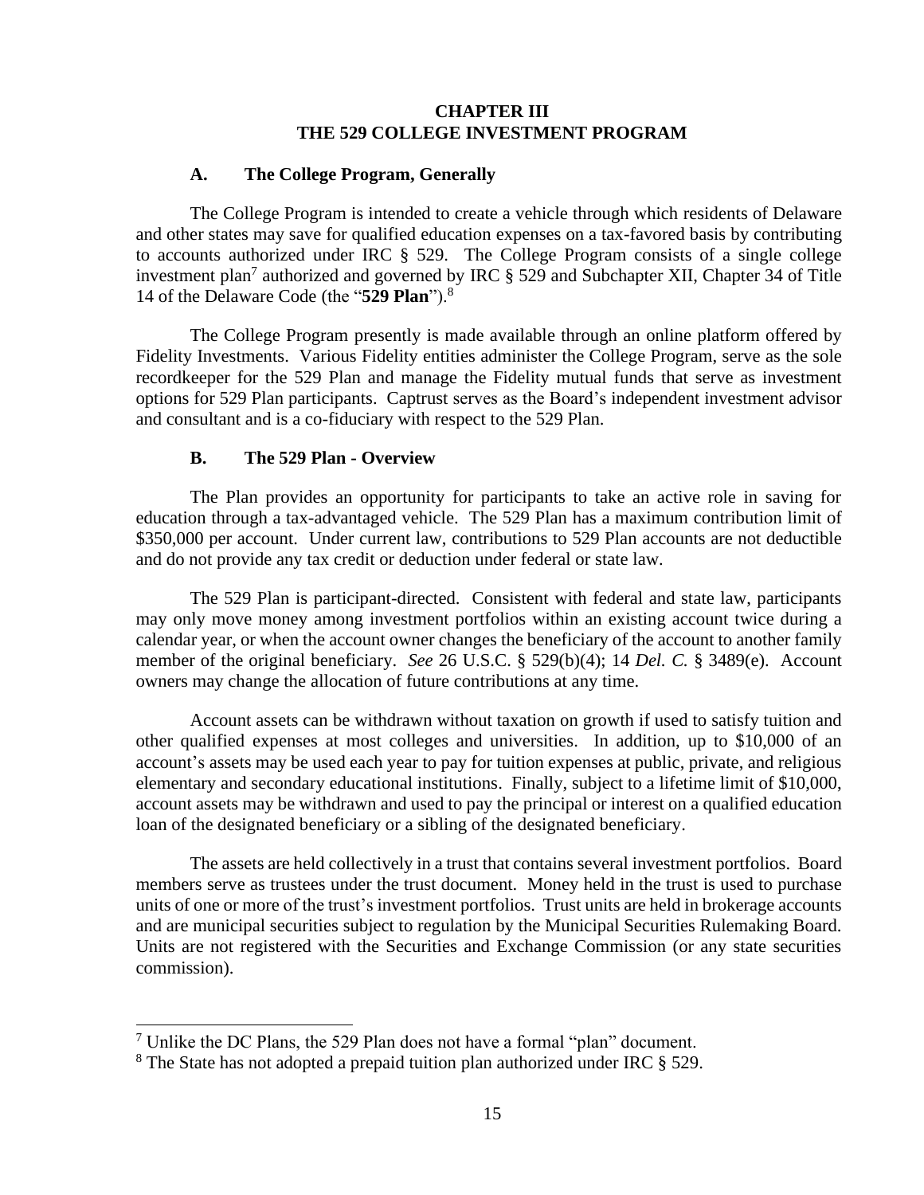# CHAPTER III
# THE 529 COLLEGE INVESTMENT PROGRAM

## A. The College Program, Generally

The College Program is intended to create a vehicle through which residents of Delaware and other states may save for qualified education expenses on a tax-favored basis by contributing to accounts authorized under IRC § 529. The College Program consists of a single college investment plan[7] authorized and governed by IRC § 529 and Subchapter XII, Chapter 34 of Title 14 of the Delaware Code (the "**529 Plan**").[8]

The College Program presently is made available through an online platform offered by Fidelity Investments. Various Fidelity entities administer the College Program, serve as the sole recordkeeper for the 529 Plan and manage the Fidelity mutual funds that serve as investment options for 529 Plan participants. Captrust serves as the Board's independent investment advisor and consultant and is a co-fiduciary with respect to the 529 Plan.

## B. The 529 Plan - Overview

The Plan provides an opportunity for participants to take an active role in saving for education through a tax-advantaged vehicle. The 529 Plan has a maximum contribution limit of $350,000 per account. Under current law, contributions to 529 Plan accounts are not deductible and do not provide any tax credit or deduction under federal or state law.

The 529 Plan is participant-directed. Consistent with federal and state law, participants may only move money among investment portfolios within an existing account twice during a calendar year, or when the account owner changes the beneficiary of the account to another family member of the original beneficiary. *See* 26 U.S.C. § 529(b)(4); 14 *Del. C.* § 3489(e). Account owners may change the allocation of future contributions at any time.

Account assets can be withdrawn without taxation on growth if used to satisfy tuition and other qualified expenses at most colleges and universities. In addition, up to $10,000 of an account's assets may be used each year to pay for tuition expenses at public, private, and religious elementary and secondary educational institutions. Finally, subject to a lifetime limit of $10,000, account assets may be withdrawn and used to pay the principal or interest on a qualified education loan of the designated beneficiary or a sibling of the designated beneficiary.

The assets are held collectively in a trust that contains several investment portfolios. Board members serve as trustees under the trust document. Money held in the trust is used to purchase units of one or more of the trust's investment portfolios. Trust units are held in brokerage accounts and are municipal securities subject to regulation by the Municipal Securities Rulemaking Board. Units are not registered with the Securities and Exchange Commission (or any state securities commission).

---

[7] Unlike the DC Plans, the 529 Plan does not have a formal "plan" document.

[8] The State has not adopted a prepaid tuition plan authorized under IRC § 529.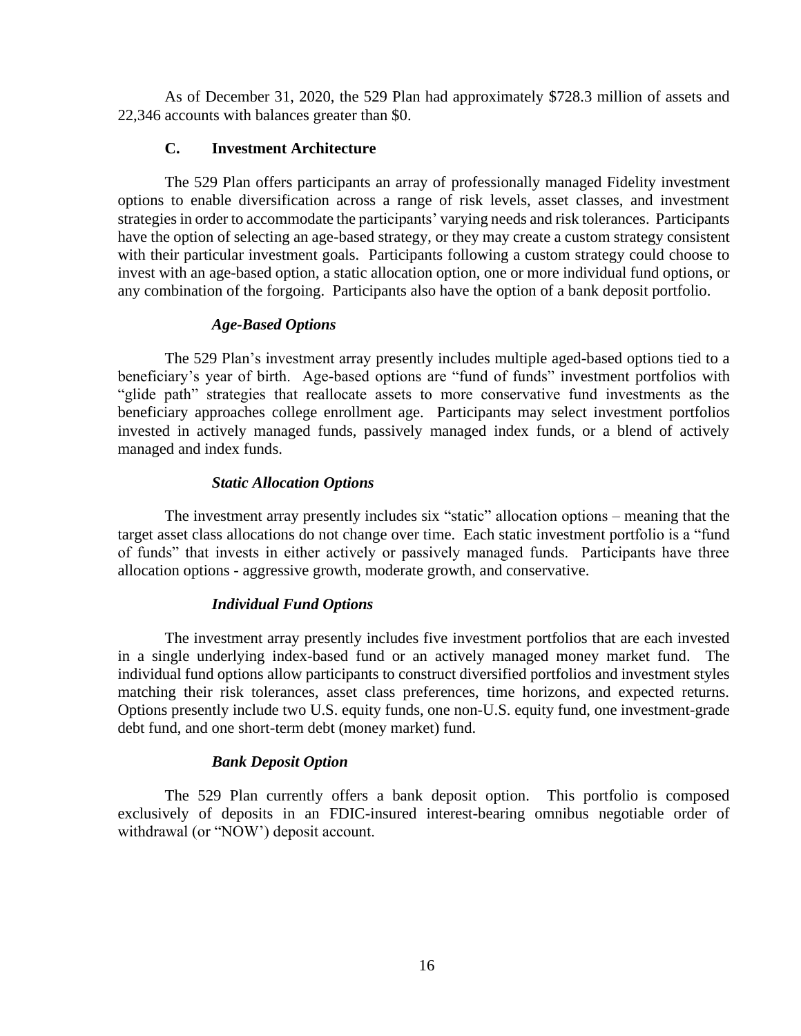As of December 31, 2020, the 529 Plan had approximately $728.3 million of assets and 22,346 accounts with balances greater than $0.

### C. Investment Architecture

The 529 Plan offers participants an array of professionally managed Fidelity investment options to enable diversification across a range of risk levels, asset classes, and investment strategies in order to accommodate the participants' varying needs and risk tolerances. Participants have the option of selecting an age-based strategy, or they may create a custom strategy consistent with their particular investment goals. Participants following a custom strategy could choose to invest with an age-based option, a static allocation option, one or more individual fund options, or any combination of the forgoing. Participants also have the option of a bank deposit portfolio.

#### *Age-Based Options*

The 529 Plan's investment array presently includes multiple aged-based options tied to a beneficiary's year of birth. Age-based options are "fund of funds" investment portfolios with "glide path" strategies that reallocate assets to more conservative fund investments as the beneficiary approaches college enrollment age. Participants may select investment portfolios invested in actively managed funds, passively managed index funds, or a blend of actively managed and index funds.

#### *Static Allocation Options*

The investment array presently includes six "static" allocation options – meaning that the target asset class allocations do not change over time. Each static investment portfolio is a "fund of funds" that invests in either actively or passively managed funds. Participants have three allocation options - aggressive growth, moderate growth, and conservative.

#### *Individual Fund Options*

The investment array presently includes five investment portfolios that are each invested in a single underlying index-based fund or an actively managed money market fund. The individual fund options allow participants to construct diversified portfolios and investment styles matching their risk tolerances, asset class preferences, time horizons, and expected returns. Options presently include two U.S. equity funds, one non-U.S. equity fund, one investment-grade debt fund, and one short-term debt (money market) fund.

#### *Bank Deposit Option*

The 529 Plan currently offers a bank deposit option. This portfolio is composed exclusively of deposits in an FDIC-insured interest-bearing omnibus negotiable order of withdrawal (or "NOW') deposit account.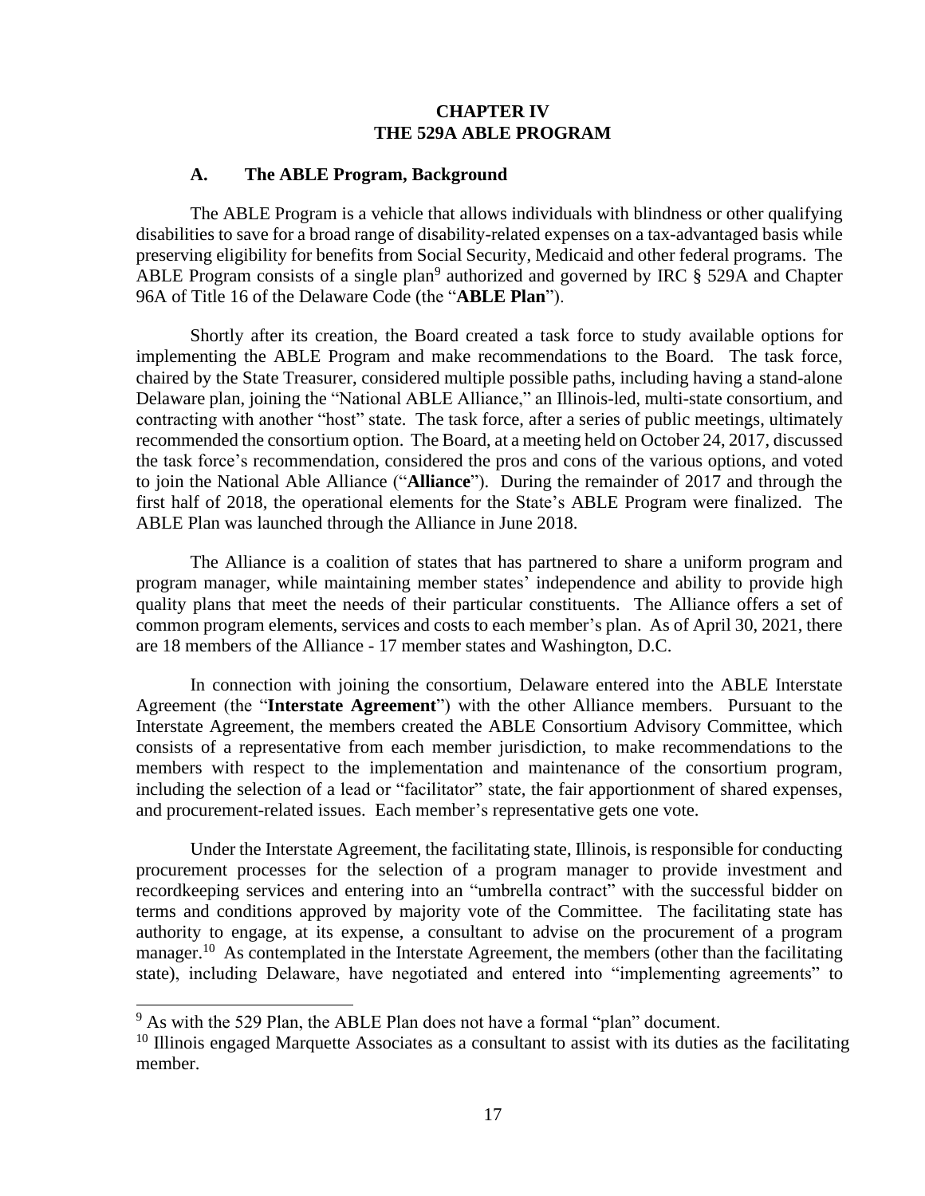# CHAPTER IV
# THE 529A ABLE PROGRAM

### A. The ABLE Program, Background

The ABLE Program is a vehicle that allows individuals with blindness or other qualifying disabilities to save for a broad range of disability-related expenses on a tax-advantaged basis while preserving eligibility for benefits from Social Security, Medicaid and other federal programs. The ABLE Program consists of a single plan[9] authorized and governed by IRC § 529A and Chapter 96A of Title 16 of the Delaware Code (the "**ABLE Plan**").

Shortly after its creation, the Board created a task force to study available options for implementing the ABLE Program and make recommendations to the Board. The task force, chaired by the State Treasurer, considered multiple possible paths, including having a stand-alone Delaware plan, joining the "National ABLE Alliance," an Illinois-led, multi-state consortium, and contracting with another "host" state. The task force, after a series of public meetings, ultimately recommended the consortium option. The Board, at a meeting held on October 24, 2017, discussed the task force's recommendation, considered the pros and cons of the various options, and voted to join the National Able Alliance ("**Alliance**"). During the remainder of 2017 and through the first half of 2018, the operational elements for the State's ABLE Program were finalized. The ABLE Plan was launched through the Alliance in June 2018.

The Alliance is a coalition of states that has partnered to share a uniform program and program manager, while maintaining member states' independence and ability to provide high quality plans that meet the needs of their particular constituents. The Alliance offers a set of common program elements, services and costs to each member's plan. As of April 30, 2021, there are 18 members of the Alliance - 17 member states and Washington, D.C.

In connection with joining the consortium, Delaware entered into the ABLE Interstate Agreement (the "**Interstate Agreement**") with the other Alliance members. Pursuant to the Interstate Agreement, the members created the ABLE Consortium Advisory Committee, which consists of a representative from each member jurisdiction, to make recommendations to the members with respect to the implementation and maintenance of the consortium program, including the selection of a lead or "facilitator" state, the fair apportionment of shared expenses, and procurement-related issues. Each member's representative gets one vote.

Under the Interstate Agreement, the facilitating state, Illinois, is responsible for conducting procurement processes for the selection of a program manager to provide investment and recordkeeping services and entering into an "umbrella contract" with the successful bidder on terms and conditions approved by majority vote of the Committee. The facilitating state has authority to engage, at its expense, a consultant to advise on the procurement of a program manager.[10] As contemplated in the Interstate Agreement, the members (other than the facilitating state), including Delaware, have negotiated and entered into "implementing agreements" to

---

[9] As with the 529 Plan, the ABLE Plan does not have a formal "plan" document.

[10] Illinois engaged Marquette Associates as a consultant to assist with its duties as the facilitating member.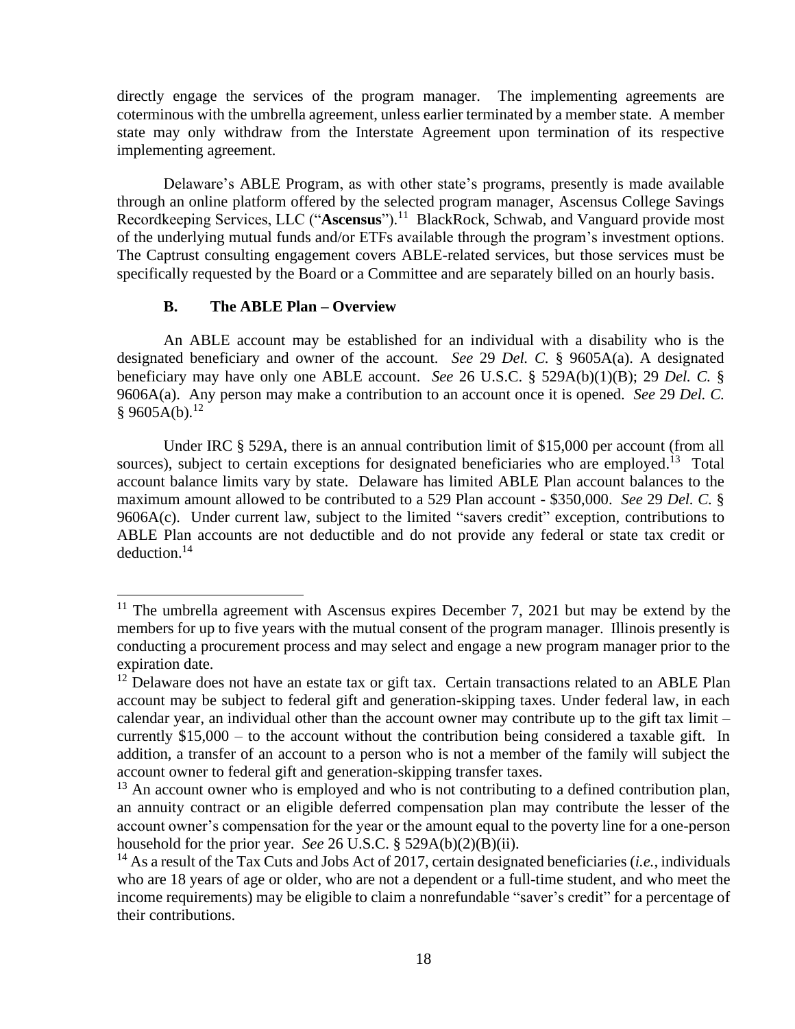directly engage the services of the program manager. The implementing agreements are coterminous with the umbrella agreement, unless earlier terminated by a member state. A member state may only withdraw from the Interstate Agreement upon termination of its respective implementing agreement.

Delaware's ABLE Program, as with other state's programs, presently is made available through an online platform offered by the selected program manager, Ascensus College Savings Recordkeeping Services, LLC ("**Ascensus**").[11] BlackRock, Schwab, and Vanguard provide most of the underlying mutual funds and/or ETFs available through the program's investment options. The Captrust consulting engagement covers ABLE-related services, but those services must be specifically requested by the Board or a Committee and are separately billed on an hourly basis.

### B. The ABLE Plan – Overview

An ABLE account may be established for an individual with a disability who is the designated beneficiary and owner of the account. *See* 29 *Del. C.* § 9605A(a). A designated beneficiary may have only one ABLE account. *See* 26 U.S.C. § 529A(b)(1)(B); 29 *Del. C.* § 9606A(a). Any person may make a contribution to an account once it is opened. *See* 29 *Del. C.* § 9605A(b).[12]

Under IRC § 529A, there is an annual contribution limit of $15,000 per account (from all sources), subject to certain exceptions for designated beneficiaries who are employed.[13] Total account balance limits vary by state. Delaware has limited ABLE Plan account balances to the maximum amount allowed to be contributed to a 529 Plan account - $350,000. *See* 29 *Del. C.* § 9606A(c). Under current law, subject to the limited "savers credit" exception, contributions to ABLE Plan accounts are not deductible and do not provide any federal or state tax credit or deduction.[14]

---

[11] The umbrella agreement with Ascensus expires December 7, 2021 but may be extend by the members for up to five years with the mutual consent of the program manager. Illinois presently is conducting a procurement process and may select and engage a new program manager prior to the expiration date.

[12] Delaware does not have an estate tax or gift tax. Certain transactions related to an ABLE Plan account may be subject to federal gift and generation-skipping taxes. Under federal law, in each calendar year, an individual other than the account owner may contribute up to the gift tax limit – currently $15,000 – to the account without the contribution being considered a taxable gift. In addition, a transfer of an account to a person who is not a member of the family will subject the account owner to federal gift and generation-skipping transfer taxes.

[13] An account owner who is employed and who is not contributing to a defined contribution plan, an annuity contract or an eligible deferred compensation plan may contribute the lesser of the account owner's compensation for the year or the amount equal to the poverty line for a one-person household for the prior year. *See* 26 U.S.C. § 529A(b)(2)(B)(ii).

[14] As a result of the Tax Cuts and Jobs Act of 2017, certain designated beneficiaries (*i.e.*, individuals who are 18 years of age or older, who are not a dependent or a full-time student, and who meet the income requirements) may be eligible to claim a nonrefundable "saver's credit" for a percentage of their contributions.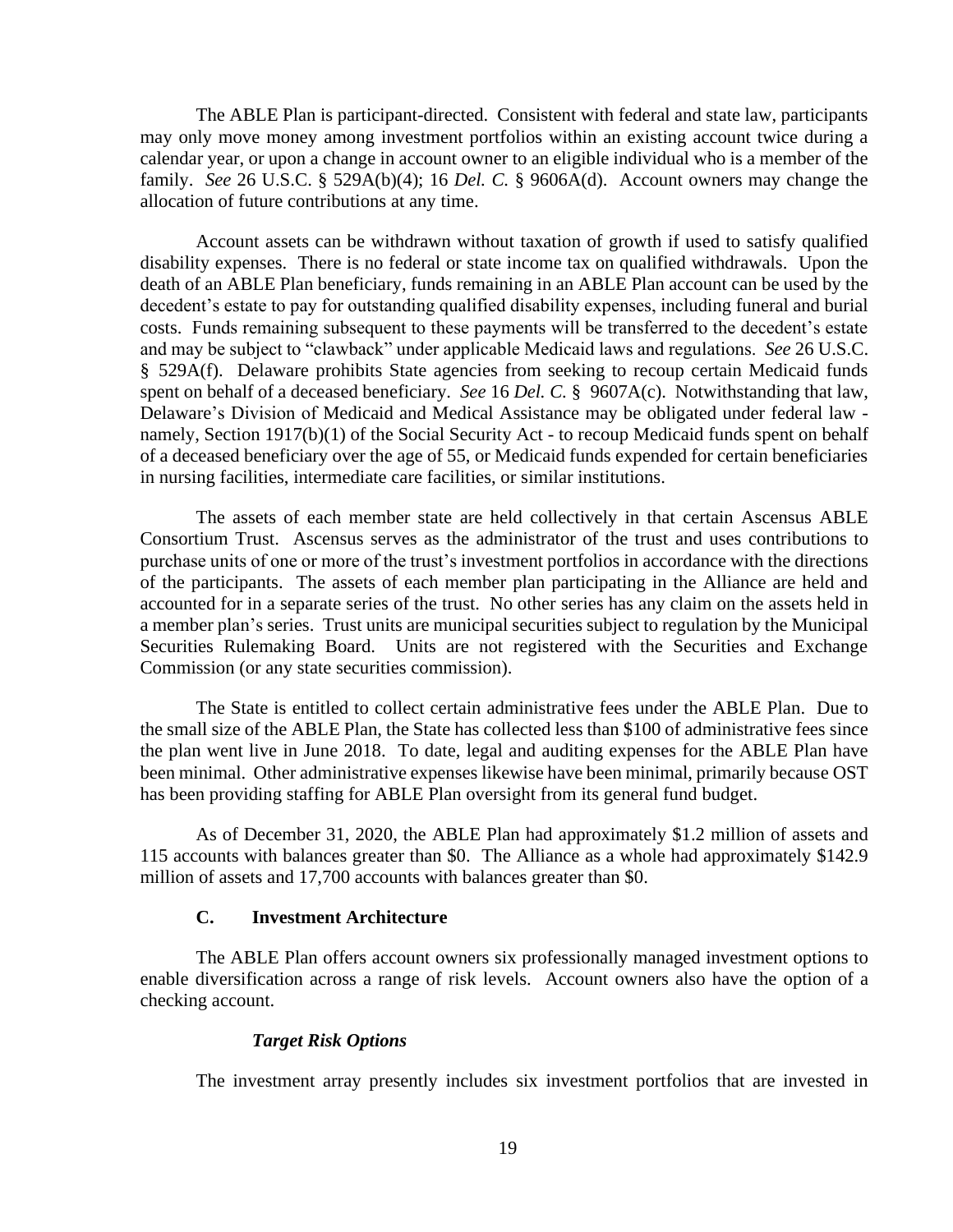The ABLE Plan is participant-directed. Consistent with federal and state law, participants may only move money among investment portfolios within an existing account twice during a calendar year, or upon a change in account owner to an eligible individual who is a member of the family. *See* 26 U.S.C. § 529A(b)(4); 16 *Del. C.* § 9606A(d). Account owners may change the allocation of future contributions at any time.

Account assets can be withdrawn without taxation of growth if used to satisfy qualified disability expenses. There is no federal or state income tax on qualified withdrawals. Upon the death of an ABLE Plan beneficiary, funds remaining in an ABLE Plan account can be used by the decedent's estate to pay for outstanding qualified disability expenses, including funeral and burial costs. Funds remaining subsequent to these payments will be transferred to the decedent's estate and may be subject to "clawback" under applicable Medicaid laws and regulations. *See* 26 U.S.C. § 529A(f). Delaware prohibits State agencies from seeking to recoup certain Medicaid funds spent on behalf of a deceased beneficiary. *See* 16 *Del. C.* § 9607A(c). Notwithstanding that law, Delaware's Division of Medicaid and Medical Assistance may be obligated under federal law - namely, Section 1917(b)(1) of the Social Security Act - to recoup Medicaid funds spent on behalf of a deceased beneficiary over the age of 55, or Medicaid funds expended for certain beneficiaries in nursing facilities, intermediate care facilities, or similar institutions.

The assets of each member state are held collectively in that certain Ascensus ABLE Consortium Trust. Ascensus serves as the administrator of the trust and uses contributions to purchase units of one or more of the trust's investment portfolios in accordance with the directions of the participants. The assets of each member plan participating in the Alliance are held and accounted for in a separate series of the trust. No other series has any claim on the assets held in a member plan's series. Trust units are municipal securities subject to regulation by the Municipal Securities Rulemaking Board. Units are not registered with the Securities and Exchange Commission (or any state securities commission).

The State is entitled to collect certain administrative fees under the ABLE Plan. Due to the small size of the ABLE Plan, the State has collected less than $100 of administrative fees since the plan went live in June 2018. To date, legal and auditing expenses for the ABLE Plan have been minimal. Other administrative expenses likewise have been minimal, primarily because OST has been providing staffing for ABLE Plan oversight from its general fund budget.

As of December 31, 2020, the ABLE Plan had approximately $1.2 million of assets and 115 accounts with balances greater than $0. The Alliance as a whole had approximately $142.9 million of assets and 17,700 accounts with balances greater than $0.

### C. Investment Architecture

The ABLE Plan offers account owners six professionally managed investment options to enable diversification across a range of risk levels. Account owners also have the option of a checking account.

#### *Target Risk Options*

The investment array presently includes six investment portfolios that are invested in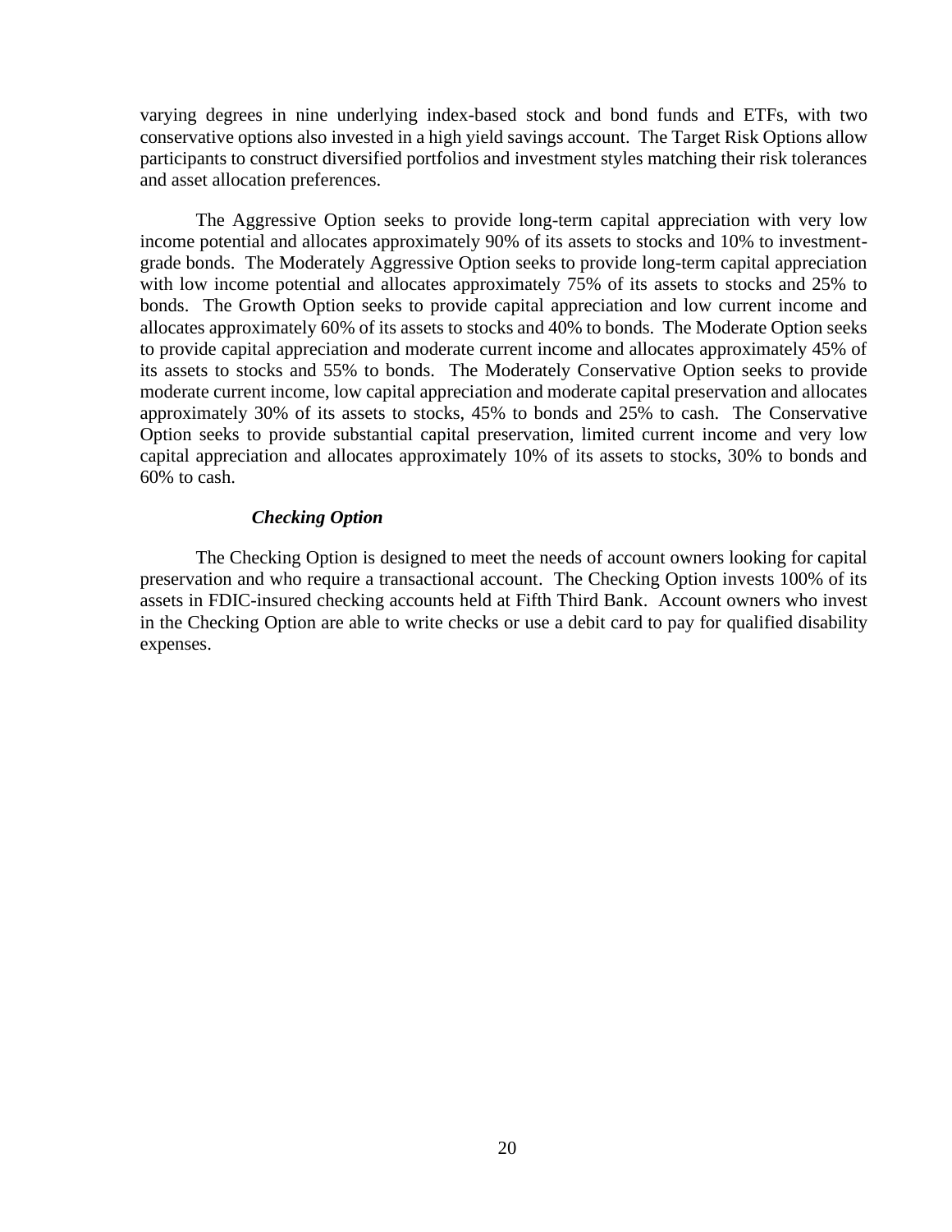varying degrees in nine underlying index-based stock and bond funds and ETFs, with two conservative options also invested in a high yield savings account. The Target Risk Options allow participants to construct diversified portfolios and investment styles matching their risk tolerances and asset allocation preferences.

The Aggressive Option seeks to provide long-term capital appreciation with very low income potential and allocates approximately 90% of its assets to stocks and 10% to investment-grade bonds. The Moderately Aggressive Option seeks to provide long-term capital appreciation with low income potential and allocates approximately 75% of its assets to stocks and 25% to bonds. The Growth Option seeks to provide capital appreciation and low current income and allocates approximately 60% of its assets to stocks and 40% to bonds. The Moderate Option seeks to provide capital appreciation and moderate current income and allocates approximately 45% of its assets to stocks and 55% to bonds. The Moderately Conservative Option seeks to provide moderate current income, low capital appreciation and moderate capital preservation and allocates approximately 30% of its assets to stocks, 45% to bonds and 25% to cash. The Conservative Option seeks to provide substantial capital preservation, limited current income and very low capital appreciation and allocates approximately 10% of its assets to stocks, 30% to bonds and 60% to cash.

***Checking Option***

The Checking Option is designed to meet the needs of account owners looking for capital preservation and who require a transactional account. The Checking Option invests 100% of its assets in FDIC-insured checking accounts held at Fifth Third Bank. Account owners who invest in the Checking Option are able to write checks or use a debit card to pay for qualified disability expenses.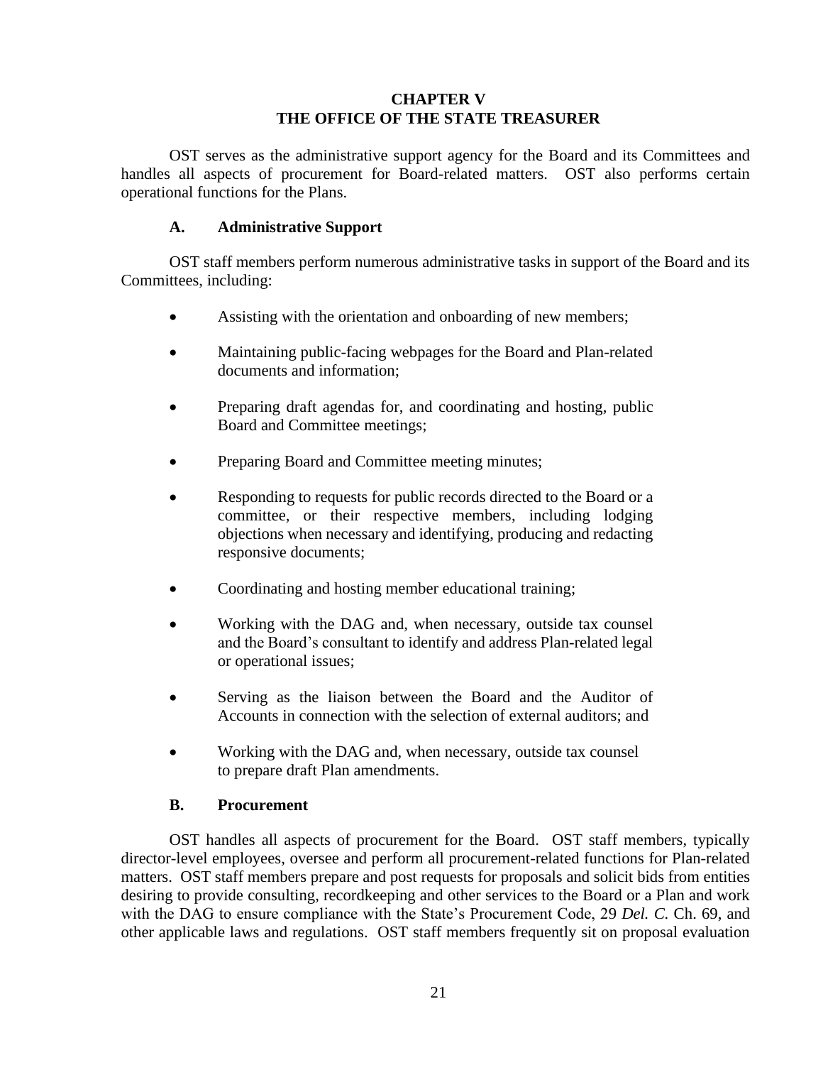# CHAPTER V
# THE OFFICE OF THE STATE TREASURER

OST serves as the administrative support agency for the Board and its Committees and handles all aspects of procurement for Board-related matters. OST also performs certain operational functions for the Plans.

## A. Administrative Support

OST staff members perform numerous administrative tasks in support of the Board and its Committees, including:

- Assisting with the orientation and onboarding of new members;
- Maintaining public-facing webpages for the Board and Plan-related documents and information;
- Preparing draft agendas for, and coordinating and hosting, public Board and Committee meetings;
- Preparing Board and Committee meeting minutes;
- Responding to requests for public records directed to the Board or a committee, or their respective members, including lodging objections when necessary and identifying, producing and redacting responsive documents;
- Coordinating and hosting member educational training;
- Working with the DAG and, when necessary, outside tax counsel and the Board's consultant to identify and address Plan-related legal or operational issues;
- Serving as the liaison between the Board and the Auditor of Accounts in connection with the selection of external auditors; and
- Working with the DAG and, when necessary, outside tax counsel to prepare draft Plan amendments.

## B. Procurement

OST handles all aspects of procurement for the Board. OST staff members, typically director-level employees, oversee and perform all procurement-related functions for Plan-related matters. OST staff members prepare and post requests for proposals and solicit bids from entities desiring to provide consulting, recordkeeping and other services to the Board or a Plan and work with the DAG to ensure compliance with the State's Procurement Code, 29 *Del. C.* Ch. 69, and other applicable laws and regulations. OST staff members frequently sit on proposal evaluation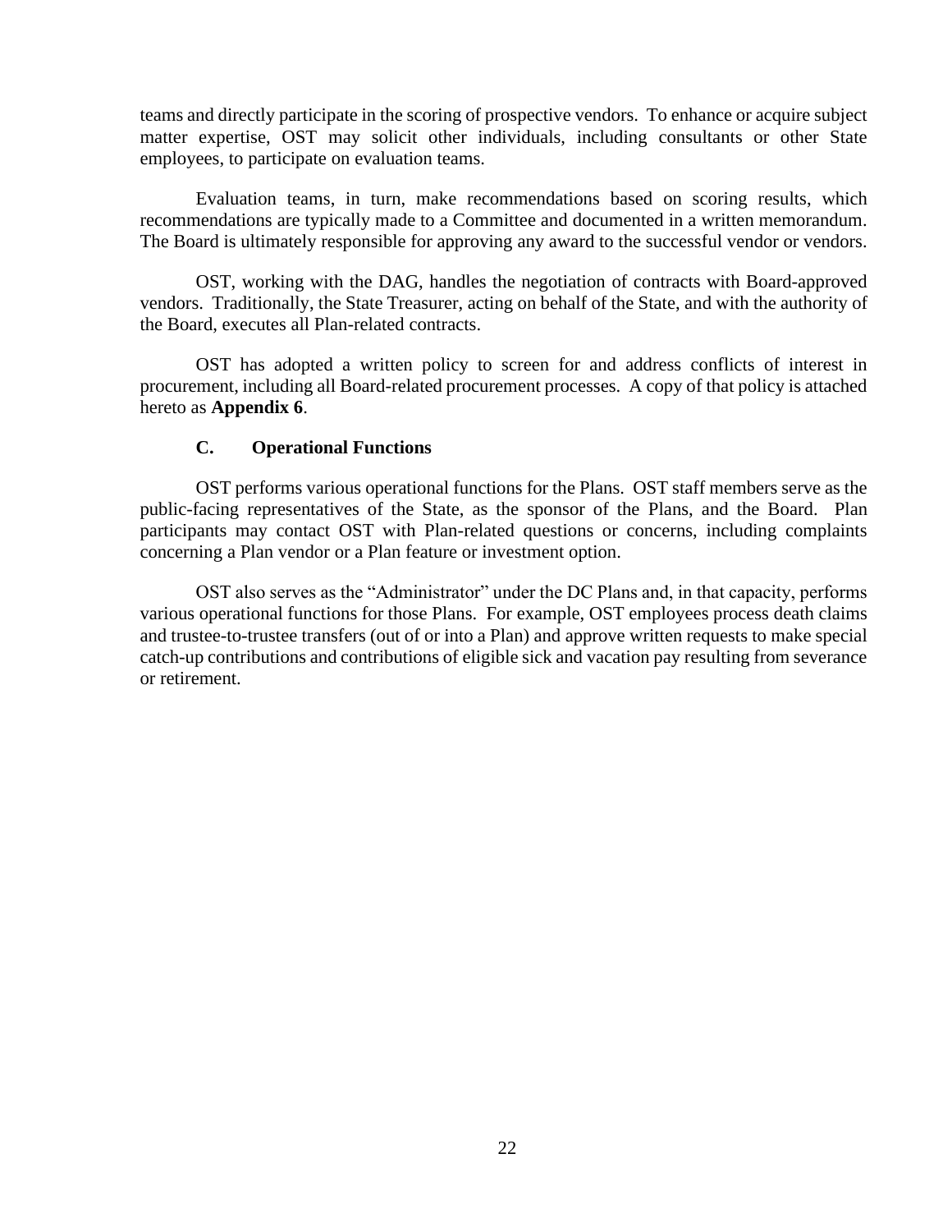teams and directly participate in the scoring of prospective vendors. To enhance or acquire subject matter expertise, OST may solicit other individuals, including consultants or other State employees, to participate on evaluation teams.

Evaluation teams, in turn, make recommendations based on scoring results, which recommendations are typically made to a Committee and documented in a written memorandum. The Board is ultimately responsible for approving any award to the successful vendor or vendors.

OST, working with the DAG, handles the negotiation of contracts with Board-approved vendors. Traditionally, the State Treasurer, acting on behalf of the State, and with the authority of the Board, executes all Plan-related contracts.

OST has adopted a written policy to screen for and address conflicts of interest in procurement, including all Board-related procurement processes. A copy of that policy is attached hereto as **Appendix 6**.

### C. Operational Functions

OST performs various operational functions for the Plans. OST staff members serve as the public-facing representatives of the State, as the sponsor of the Plans, and the Board. Plan participants may contact OST with Plan-related questions or concerns, including complaints concerning a Plan vendor or a Plan feature or investment option.

OST also serves as the "Administrator" under the DC Plans and, in that capacity, performs various operational functions for those Plans. For example, OST employees process death claims and trustee-to-trustee transfers (out of or into a Plan) and approve written requests to make special catch-up contributions and contributions of eligible sick and vacation pay resulting from severance or retirement.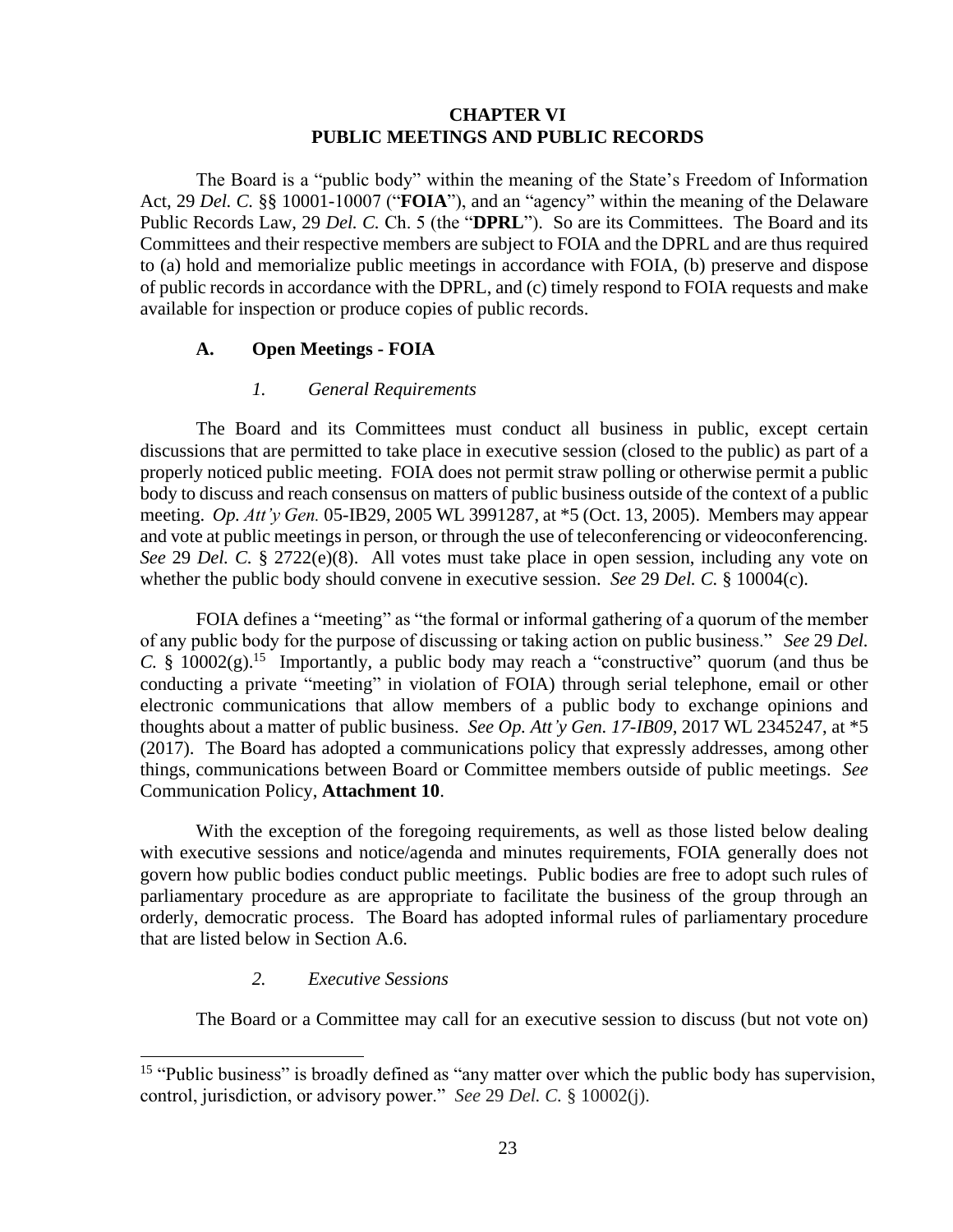# CHAPTER VI
# PUBLIC MEETINGS AND PUBLIC RECORDS

The Board is a "public body" within the meaning of the State's Freedom of Information Act, 29 *Del. C.* §§ 10001-10007 ("**FOIA**"), and an "agency" within the meaning of the Delaware Public Records Law, 29 *Del. C.* Ch. 5 (the "**DPRL**"). So are its Committees. The Board and its Committees and their respective members are subject to FOIA and the DPRL and are thus required to (a) hold and memorialize public meetings in accordance with FOIA, (b) preserve and dispose of public records in accordance with the DPRL, and (c) timely respond to FOIA requests and make available for inspection or produce copies of public records.

## A. Open Meetings - FOIA

### *1. General Requirements*

The Board and its Committees must conduct all business in public, except certain discussions that are permitted to take place in executive session (closed to the public) as part of a properly noticed public meeting. FOIA does not permit straw polling or otherwise permit a public body to discuss and reach consensus on matters of public business outside of the context of a public meeting. *Op. Att'y Gen.* 05-IB29, 2005 WL 3991287, at *5 (Oct. 13, 2005). Members may appear and vote at public meetings in person, or through the use of teleconferencing or videoconferencing. *See* 29 *Del. C.* § 2722(e)(8). All votes must take place in open session, including any vote on whether the public body should convene in executive session. *See* 29 *Del. C.* § 10004(c).

FOIA defines a "meeting" as "the formal or informal gathering of a quorum of the member of any public body for the purpose of discussing or taking action on public business." *See* 29 *Del. C.* § 10002(g).[15] Importantly, a public body may reach a "constructive" quorum (and thus be conducting a private "meeting" in violation of FOIA) through serial telephone, email or other electronic communications that allow members of a public body to exchange opinions and thoughts about a matter of public business. *See Op. Att'y Gen. 17-IB09*, 2017 WL 2345247, at *5 (2017). The Board has adopted a communications policy that expressly addresses, among other things, communications between Board or Committee members outside of public meetings. *See* Communication Policy, **Attachment 10**.

With the exception of the foregoing requirements, as well as those listed below dealing with executive sessions and notice/agenda and minutes requirements, FOIA generally does not govern how public bodies conduct public meetings. Public bodies are free to adopt such rules of parliamentary procedure as are appropriate to facilitate the business of the group through an orderly, democratic process. The Board has adopted informal rules of parliamentary procedure that are listed below in Section A.6.

### *2. Executive Sessions*

The Board or a Committee may call for an executive session to discuss (but not vote on)

[15] "Public business" is broadly defined as "any matter over which the public body has supervision, control, jurisdiction, or advisory power." *See* 29 *Del. C.* § 10002(j).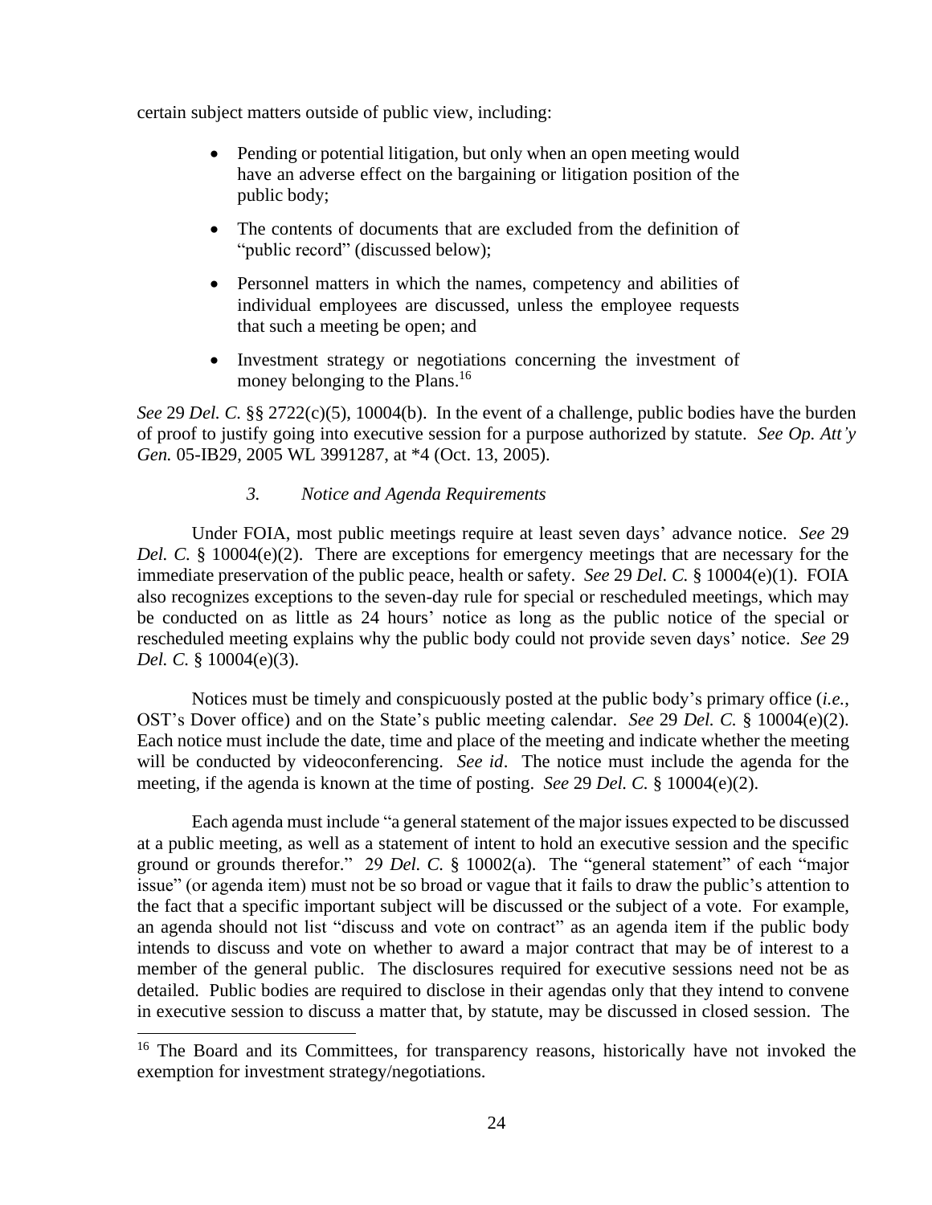certain subject matters outside of public view, including:

- Pending or potential litigation, but only when an open meeting would have an adverse effect on the bargaining or litigation position of the public body;
- The contents of documents that are excluded from the definition of "public record" (discussed below);
- Personnel matters in which the names, competency and abilities of individual employees are discussed, unless the employee requests that such a meeting be open; and
- Investment strategy or negotiations concerning the investment of money belonging to the Plans.[16]

*See* 29 *Del. C.* §§ 2722(c)(5), 10004(b). In the event of a challenge, public bodies have the burden of proof to justify going into executive session for a purpose authorized by statute. *See Op. Att'y Gen.* 05-IB29, 2005 WL 3991287, at *4 (Oct. 13, 2005).

### *3. Notice and Agenda Requirements*

Under FOIA, most public meetings require at least seven days' advance notice. *See* 29 *Del. C.* § 10004(e)(2). There are exceptions for emergency meetings that are necessary for the immediate preservation of the public peace, health or safety. *See* 29 *Del. C.* § 10004(e)(1). FOIA also recognizes exceptions to the seven-day rule for special or rescheduled meetings, which may be conducted on as little as 24 hours' notice as long as the public notice of the special or rescheduled meeting explains why the public body could not provide seven days' notice. *See* 29 *Del. C.* § 10004(e)(3).

Notices must be timely and conspicuously posted at the public body's primary office (*i.e.*, OST's Dover office) and on the State's public meeting calendar. *See* 29 *Del. C.* § 10004(e)(2). Each notice must include the date, time and place of the meeting and indicate whether the meeting will be conducted by videoconferencing. *See id*. The notice must include the agenda for the meeting, if the agenda is known at the time of posting. *See* 29 *Del. C.* § 10004(e)(2).

Each agenda must include "a general statement of the major issues expected to be discussed at a public meeting, as well as a statement of intent to hold an executive session and the specific ground or grounds therefor." 29 *Del. C.* § 10002(a). The "general statement" of each "major issue" (or agenda item) must not be so broad or vague that it fails to draw the public's attention to the fact that a specific important subject will be discussed or the subject of a vote. For example, an agenda should not list "discuss and vote on contract" as an agenda item if the public body intends to discuss and vote on whether to award a major contract that may be of interest to a member of the general public. The disclosures required for executive sessions need not be as detailed. Public bodies are required to disclose in their agendas only that they intend to convene in executive session to discuss a matter that, by statute, may be discussed in closed session. The

[16] The Board and its Committees, for transparency reasons, historically have not invoked the exemption for investment strategy/negotiations.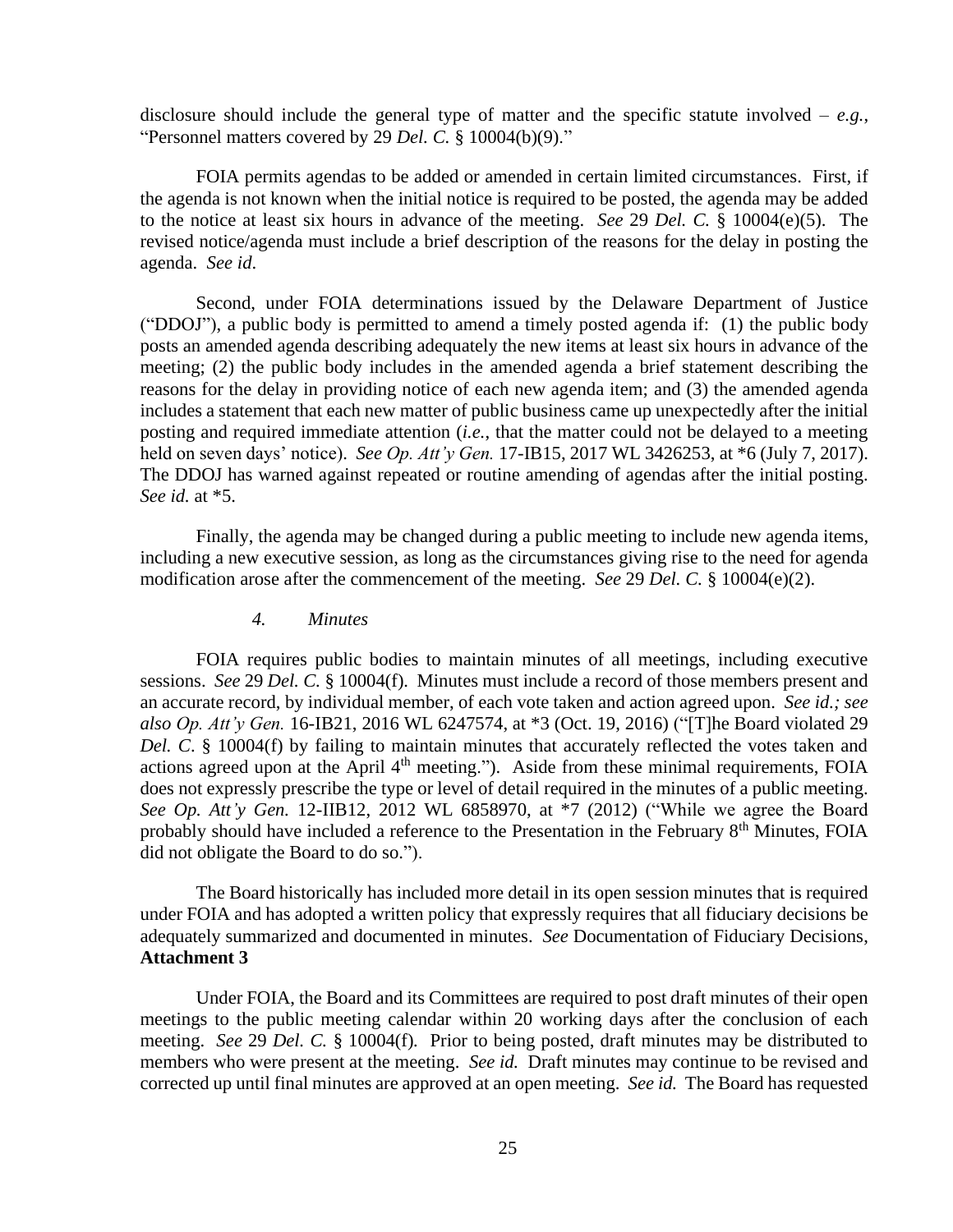disclosure should include the general type of matter and the specific statute involved – *e.g.*, "Personnel matters covered by 29 *Del. C.* § 10004(b)(9)."

FOIA permits agendas to be added or amended in certain limited circumstances. First, if the agenda is not known when the initial notice is required to be posted, the agenda may be added to the notice at least six hours in advance of the meeting. *See* 29 *Del. C.* § 10004(e)(5). The revised notice/agenda must include a brief description of the reasons for the delay in posting the agenda. *See id*.

Second, under FOIA determinations issued by the Delaware Department of Justice ("DDOJ"), a public body is permitted to amend a timely posted agenda if: (1) the public body posts an amended agenda describing adequately the new items at least six hours in advance of the meeting; (2) the public body includes in the amended agenda a brief statement describing the reasons for the delay in providing notice of each new agenda item; and (3) the amended agenda includes a statement that each new matter of public business came up unexpectedly after the initial posting and required immediate attention (*i.e.*, that the matter could not be delayed to a meeting held on seven days' notice). *See Op. Att'y Gen.* 17-IB15, 2017 WL 3426253, at *6 (July 7, 2017). The DDOJ has warned against repeated or routine amending of agendas after the initial posting. *See id.* at *5.

Finally, the agenda may be changed during a public meeting to include new agenda items, including a new executive session, as long as the circumstances giving rise to the need for agenda modification arose after the commencement of the meeting. *See* 29 *Del. C.* § 10004(e)(2).

#### *4. Minutes*

FOIA requires public bodies to maintain minutes of all meetings, including executive sessions. *See* 29 *Del. C.* § 10004(f). Minutes must include a record of those members present and an accurate record, by individual member, of each vote taken and action agreed upon. *See id.; see also Op. Att'y Gen.* 16-IB21, 2016 WL 6247574, at *3 (Oct. 19, 2016) ("[T]he Board violated 29 *Del. C*. § 10004(f) by failing to maintain minutes that accurately reflected the votes taken and actions agreed upon at the April 4th meeting."). Aside from these minimal requirements, FOIA does not expressly prescribe the type or level of detail required in the minutes of a public meeting. *See Op. Att'y Gen.* 12-IIB12, 2012 WL 6858970, at *7 (2012) ("While we agree the Board probably should have included a reference to the Presentation in the February 8th Minutes, FOIA did not obligate the Board to do so.").

The Board historically has included more detail in its open session minutes that is required under FOIA and has adopted a written policy that expressly requires that all fiduciary decisions be adequately summarized and documented in minutes. *See* Documentation of Fiduciary Decisions, **Attachment 3**

Under FOIA, the Board and its Committees are required to post draft minutes of their open meetings to the public meeting calendar within 20 working days after the conclusion of each meeting. *See* 29 *Del. C.* § 10004(f). Prior to being posted, draft minutes may be distributed to members who were present at the meeting. *See id.* Draft minutes may continue to be revised and corrected up until final minutes are approved at an open meeting. *See id.* The Board has requested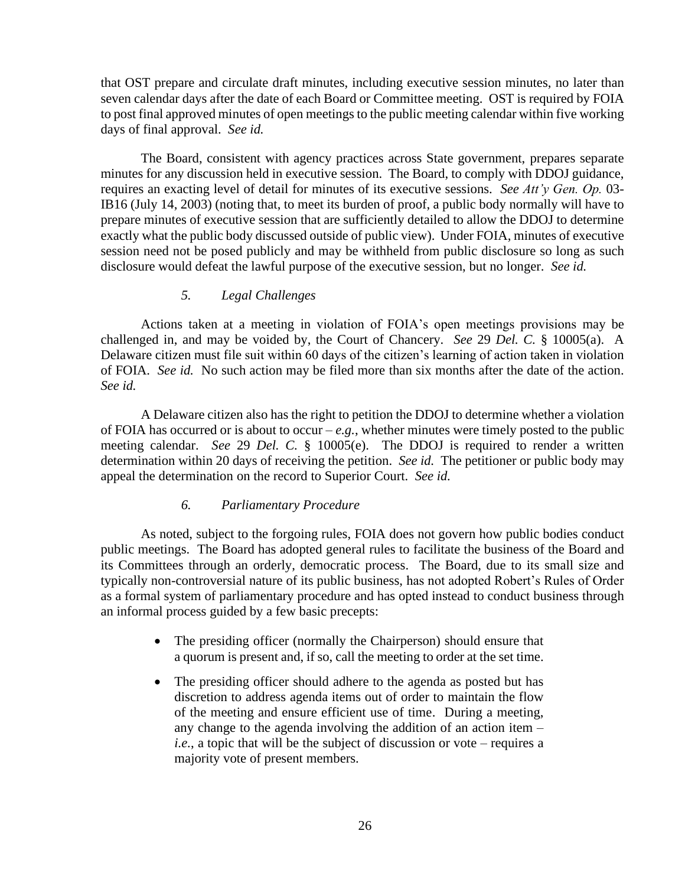that OST prepare and circulate draft minutes, including executive session minutes, no later than seven calendar days after the date of each Board or Committee meeting. OST is required by FOIA to post final approved minutes of open meetings to the public meeting calendar within five working days of final approval. *See id.*

The Board, consistent with agency practices across State government, prepares separate minutes for any discussion held in executive session. The Board, to comply with DDOJ guidance, requires an exacting level of detail for minutes of its executive sessions. *See Att'y Gen. Op.* 03-IB16 (July 14, 2003) (noting that, to meet its burden of proof, a public body normally will have to prepare minutes of executive session that are sufficiently detailed to allow the DDOJ to determine exactly what the public body discussed outside of public view). Under FOIA, minutes of executive session need not be posed publicly and may be withheld from public disclosure so long as such disclosure would defeat the lawful purpose of the executive session, but no longer. *See id.*

*5. Legal Challenges*

Actions taken at a meeting in violation of FOIA's open meetings provisions may be challenged in, and may be voided by, the Court of Chancery. *See* 29 *Del. C.* § 10005(a). A Delaware citizen must file suit within 60 days of the citizen's learning of action taken in violation of FOIA. *See id.* No such action may be filed more than six months after the date of the action. *See id.*

A Delaware citizen also has the right to petition the DDOJ to determine whether a violation of FOIA has occurred or is about to occur – *e.g.*, whether minutes were timely posted to the public meeting calendar. *See* 29 *Del. C.* § 10005(e). The DDOJ is required to render a written determination within 20 days of receiving the petition. *See id.* The petitioner or public body may appeal the determination on the record to Superior Court. *See id.*

*6. Parliamentary Procedure*

As noted, subject to the forgoing rules, FOIA does not govern how public bodies conduct public meetings. The Board has adopted general rules to facilitate the business of the Board and its Committees through an orderly, democratic process. The Board, due to its small size and typically non-controversial nature of its public business, has not adopted Robert's Rules of Order as a formal system of parliamentary procedure and has opted instead to conduct business through an informal process guided by a few basic precepts:

- The presiding officer (normally the Chairperson) should ensure that a quorum is present and, if so, call the meeting to order at the set time.
- The presiding officer should adhere to the agenda as posted but has discretion to address agenda items out of order to maintain the flow of the meeting and ensure efficient use of time. During a meeting, any change to the agenda involving the addition of an action item – *i.e.*, a topic that will be the subject of discussion or vote – requires a majority vote of present members.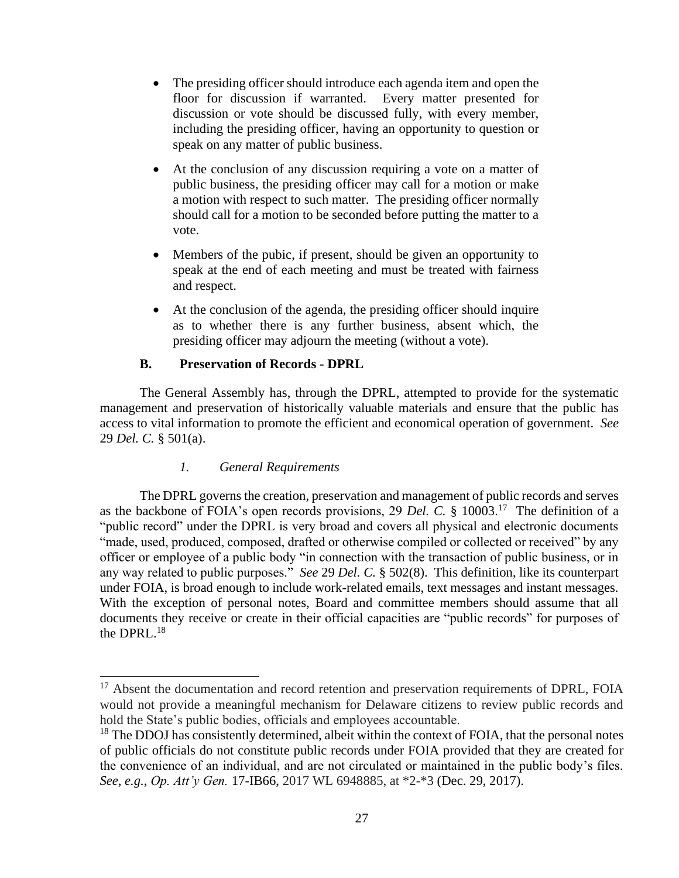- The presiding officer should introduce each agenda item and open the floor for discussion if warranted. Every matter presented for discussion or vote should be discussed fully, with every member, including the presiding officer, having an opportunity to question or speak on any matter of public business.

- At the conclusion of any discussion requiring a vote on a matter of public business, the presiding officer may call for a motion or make a motion with respect to such matter. The presiding officer normally should call for a motion to be seconded before putting the matter to a vote.

- Members of the pubic, if present, should be given an opportunity to speak at the end of each meeting and must be treated with fairness and respect.

- At the conclusion of the agenda, the presiding officer should inquire as to whether there is any further business, absent which, the presiding officer may adjourn the meeting (without a vote).

### B. Preservation of Records - DPRL

The General Assembly has, through the DPRL, attempted to provide for the systematic management and preservation of historically valuable materials and ensure that the public has access to vital information to promote the efficient and economical operation of government. *See* 29 *Del. C.* § 501(a).

#### *1. General Requirements*

The DPRL governs the creation, preservation and management of public records and serves as the backbone of FOIA's open records provisions, 29 *Del. C.* § 10003.[17] The definition of a "public record" under the DPRL is very broad and covers all physical and electronic documents "made, used, produced, composed, drafted or otherwise compiled or collected or received" by any officer or employee of a public body "in connection with the transaction of public business, or in any way related to public purposes." *See* 29 *Del. C.* § 502(8). This definition, like its counterpart under FOIA, is broad enough to include work-related emails, text messages and instant messages. With the exception of personal notes, Board and committee members should assume that all documents they receive or create in their official capacities are "public records" for purposes of the DPRL.[18]

---

[17] Absent the documentation and record retention and preservation requirements of DPRL, FOIA would not provide a meaningful mechanism for Delaware citizens to review public records and hold the State's public bodies, officials and employees accountable.

[18] The DDOJ has consistently determined, albeit within the context of FOIA, that the personal notes of public officials do not constitute public records under FOIA provided that they are created for the convenience of an individual, and are not circulated or maintained in the public body's files. *See*, *e.g.*, *Op. Att'y Gen.* 17-IB66, 2017 WL 6948885, at *2-*3 (Dec. 29, 2017).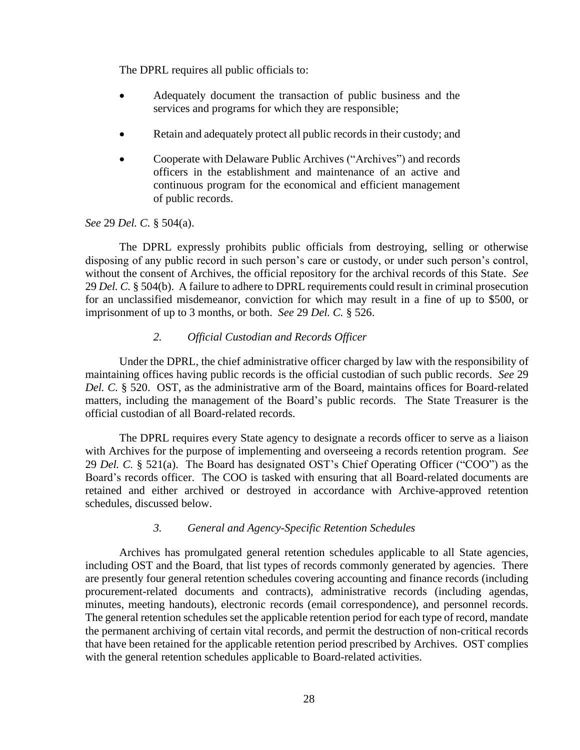The DPRL requires all public officials to:

- Adequately document the transaction of public business and the services and programs for which they are responsible;
- Retain and adequately protect all public records in their custody; and
- Cooperate with Delaware Public Archives ("Archives") and records officers in the establishment and maintenance of an active and continuous program for the economical and efficient management of public records.

*See* 29 *Del. C.* § 504(a).

The DPRL expressly prohibits public officials from destroying, selling or otherwise disposing of any public record in such person's care or custody, or under such person's control, without the consent of Archives, the official repository for the archival records of this State. *See* 29 *Del. C.* § 504(b). A failure to adhere to DPRL requirements could result in criminal prosecution for an unclassified misdemeanor, conviction for which may result in a fine of up to $500, or imprisonment of up to 3 months, or both. *See* 29 *Del. C.* § 526.

### *2. Official Custodian and Records Officer*

Under the DPRL, the chief administrative officer charged by law with the responsibility of maintaining offices having public records is the official custodian of such public records. *See* 29 *Del. C.* § 520. OST, as the administrative arm of the Board, maintains offices for Board-related matters, including the management of the Board's public records. The State Treasurer is the official custodian of all Board-related records.

The DPRL requires every State agency to designate a records officer to serve as a liaison with Archives for the purpose of implementing and overseeing a records retention program. *See* 29 *Del. C.* § 521(a). The Board has designated OST's Chief Operating Officer ("COO") as the Board's records officer. The COO is tasked with ensuring that all Board-related documents are retained and either archived or destroyed in accordance with Archive-approved retention schedules, discussed below.

### *3. General and Agency-Specific Retention Schedules*

Archives has promulgated general retention schedules applicable to all State agencies, including OST and the Board, that list types of records commonly generated by agencies. There are presently four general retention schedules covering accounting and finance records (including procurement-related documents and contracts), administrative records (including agendas, minutes, meeting handouts), electronic records (email correspondence), and personnel records. The general retention schedules set the applicable retention period for each type of record, mandate the permanent archiving of certain vital records, and permit the destruction of non-critical records that have been retained for the applicable retention period prescribed by Archives. OST complies with the general retention schedules applicable to Board-related activities.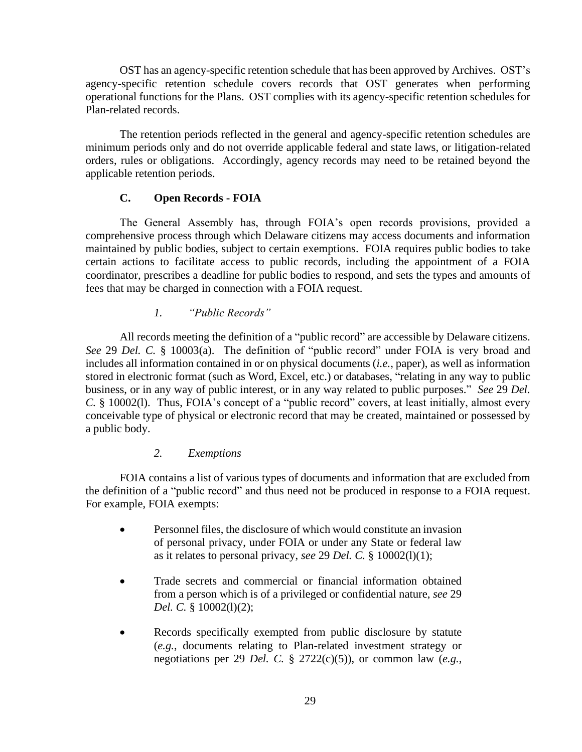OST has an agency-specific retention schedule that has been approved by Archives. OST's agency-specific retention schedule covers records that OST generates when performing operational functions for the Plans. OST complies with its agency-specific retention schedules for Plan-related records.

The retention periods reflected in the general and agency-specific retention schedules are minimum periods only and do not override applicable federal and state laws, or litigation-related orders, rules or obligations. Accordingly, agency records may need to be retained beyond the applicable retention periods.

### C. Open Records - FOIA

The General Assembly has, through FOIA's open records provisions, provided a comprehensive process through which Delaware citizens may access documents and information maintained by public bodies, subject to certain exemptions. FOIA requires public bodies to take certain actions to facilitate access to public records, including the appointment of a FOIA coordinator, prescribes a deadline for public bodies to respond, and sets the types and amounts of fees that may be charged in connection with a FOIA request.

#### *1. "Public Records"*

All records meeting the definition of a "public record" are accessible by Delaware citizens. *See* 29 *Del. C.* § 10003(a). The definition of "public record" under FOIA is very broad and includes all information contained in or on physical documents (*i.e.*, paper), as well as information stored in electronic format (such as Word, Excel, etc.) or databases, "relating in any way to public business, or in any way of public interest, or in any way related to public purposes." *See* 29 *Del. C.* § 10002(l). Thus, FOIA's concept of a "public record" covers, at least initially, almost every conceivable type of physical or electronic record that may be created, maintained or possessed by a public body.

#### *2. Exemptions*

FOIA contains a list of various types of documents and information that are excluded from the definition of a "public record" and thus need not be produced in response to a FOIA request. For example, FOIA exempts:

- Personnel files, the disclosure of which would constitute an invasion of personal privacy, under FOIA or under any State or federal law as it relates to personal privacy, *see* 29 *Del. C.* § 10002(l)(1);
- Trade secrets and commercial or financial information obtained from a person which is of a privileged or confidential nature, *see* 29 *Del. C.* § 10002(l)(2);
- Records specifically exempted from public disclosure by statute (*e.g.*, documents relating to Plan-related investment strategy or negotiations per 29 *Del. C.* § 2722(c)(5)), or common law (*e.g.*,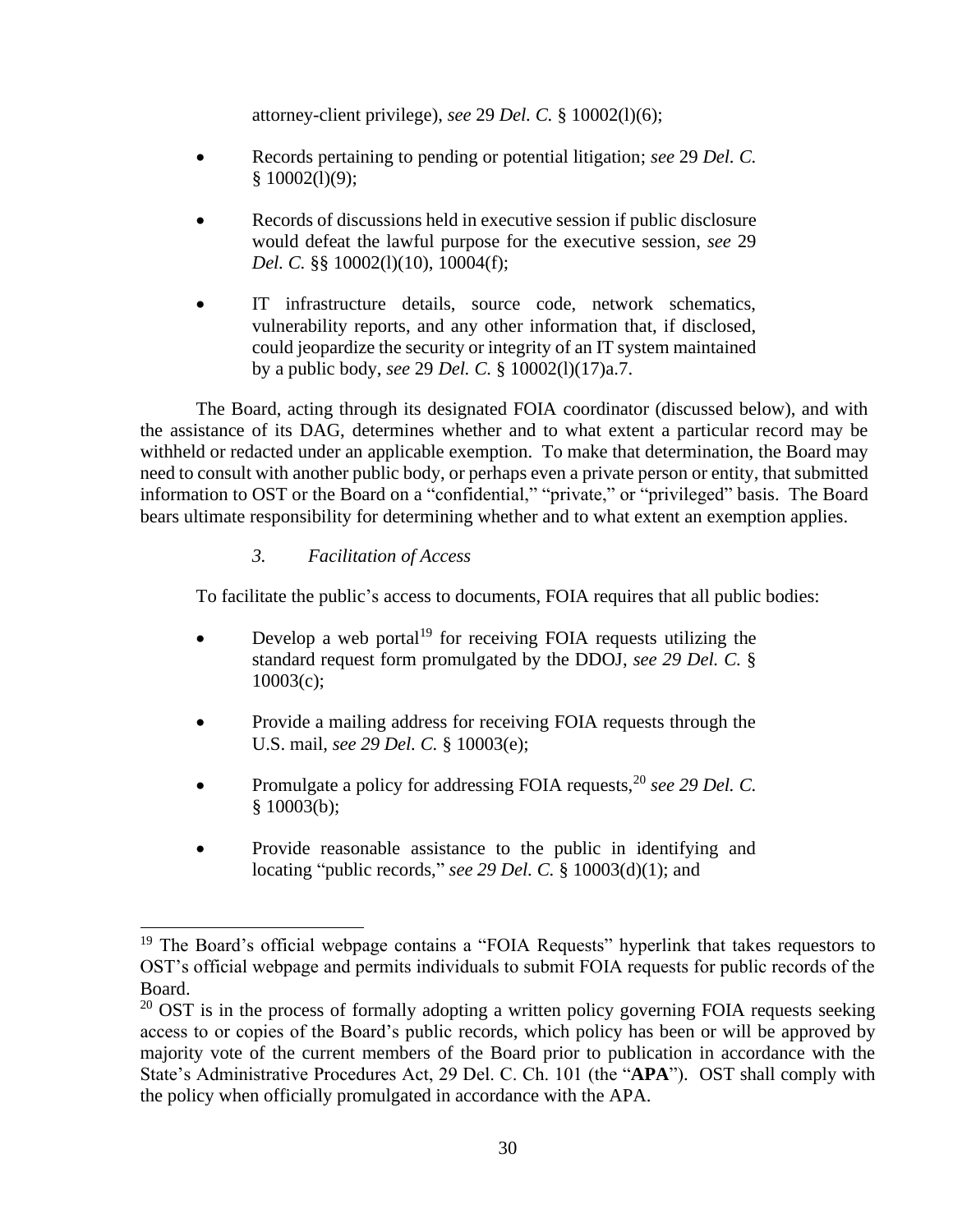attorney-client privilege), *see* 29 *Del. C.* § 10002(l)(6);

- Records pertaining to pending or potential litigation; *see* 29 *Del. C.* § 10002(l)(9);

- Records of discussions held in executive session if public disclosure would defeat the lawful purpose for the executive session, *see* 29 *Del. C.* §§ 10002(l)(10), 10004(f);

- IT infrastructure details, source code, network schematics, vulnerability reports, and any other information that, if disclosed, could jeopardize the security or integrity of an IT system maintained by a public body, *see* 29 *Del. C.* § 10002(l)(17)a.7.

The Board, acting through its designated FOIA coordinator (discussed below), and with the assistance of its DAG, determines whether and to what extent a particular record may be withheld or redacted under an applicable exemption. To make that determination, the Board may need to consult with another public body, or perhaps even a private person or entity, that submitted information to OST or the Board on a "confidential," "private," or "privileged" basis. The Board bears ultimate responsibility for determining whether and to what extent an exemption applies.

*3. Facilitation of Access*

To facilitate the public's access to documents, FOIA requires that all public bodies:

- Develop a web portal[19] for receiving FOIA requests utilizing the standard request form promulgated by the DDOJ, *see 29 Del. C.* § 10003(c);

- Provide a mailing address for receiving FOIA requests through the U.S. mail, *see 29 Del. C.* § 10003(e);

- Promulgate a policy for addressing FOIA requests,[20] *see 29 Del. C.* § 10003(b);

- Provide reasonable assistance to the public in identifying and locating "public records," *see 29 Del. C.* § 10003(d)(1); and

[19] The Board's official webpage contains a "FOIA Requests" hyperlink that takes requestors to OST's official webpage and permits individuals to submit FOIA requests for public records of the Board.

[20] OST is in the process of formally adopting a written policy governing FOIA requests seeking access to or copies of the Board's public records, which policy has been or will be approved by majority vote of the current members of the Board prior to publication in accordance with the State's Administrative Procedures Act, 29 Del. C. Ch. 101 (the "**APA**"). OST shall comply with the policy when officially promulgated in accordance with the APA.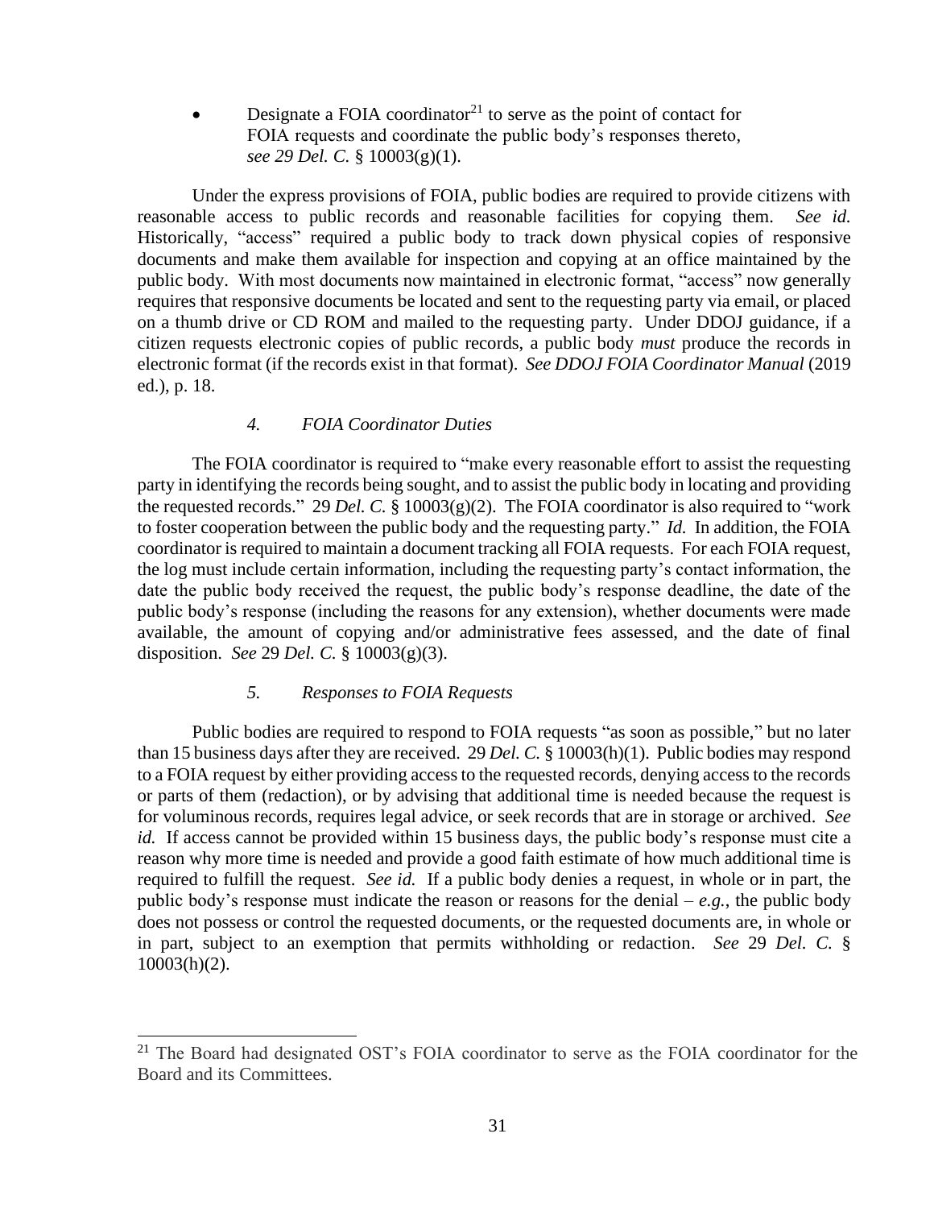- Designate a FOIA coordinator[21] to serve as the point of contact for FOIA requests and coordinate the public body's responses thereto, *see 29 Del. C.* § 10003(g)(1).

Under the express provisions of FOIA, public bodies are required to provide citizens with reasonable access to public records and reasonable facilities for copying them. *See id.* Historically, "access" required a public body to track down physical copies of responsive documents and make them available for inspection and copying at an office maintained by the public body. With most documents now maintained in electronic format, "access" now generally requires that responsive documents be located and sent to the requesting party via email, or placed on a thumb drive or CD ROM and mailed to the requesting party. Under DDOJ guidance, if a citizen requests electronic copies of public records, a public body *must* produce the records in electronic format (if the records exist in that format). *See DDOJ FOIA Coordinator Manual* (2019 ed.), p. 18.

#### *4. FOIA Coordinator Duties*

The FOIA coordinator is required to "make every reasonable effort to assist the requesting party in identifying the records being sought, and to assist the public body in locating and providing the requested records." 29 *Del. C.* § 10003(g)(2). The FOIA coordinator is also required to "work to foster cooperation between the public body and the requesting party." *Id.* In addition, the FOIA coordinator is required to maintain a document tracking all FOIA requests. For each FOIA request, the log must include certain information, including the requesting party's contact information, the date the public body received the request, the public body's response deadline, the date of the public body's response (including the reasons for any extension), whether documents were made available, the amount of copying and/or administrative fees assessed, and the date of final disposition. *See* 29 *Del. C.* § 10003(g)(3).

#### *5. Responses to FOIA Requests*

Public bodies are required to respond to FOIA requests "as soon as possible," but no later than 15 business days after they are received. 29 *Del. C.* § 10003(h)(1). Public bodies may respond to a FOIA request by either providing access to the requested records, denying access to the records or parts of them (redaction), or by advising that additional time is needed because the request is for voluminous records, requires legal advice, or seek records that are in storage or archived. *See id.* If access cannot be provided within 15 business days, the public body's response must cite a reason why more time is needed and provide a good faith estimate of how much additional time is required to fulfill the request. *See id.* If a public body denies a request, in whole or in part, the public body's response must indicate the reason or reasons for the denial – *e.g.*, the public body does not possess or control the requested documents, or the requested documents are, in whole or in part, subject to an exemption that permits withholding or redaction. *See* 29 *Del. C.* § 10003(h)(2).

---

[21] The Board had designated OST's FOIA coordinator to serve as the FOIA coordinator for the Board and its Committees.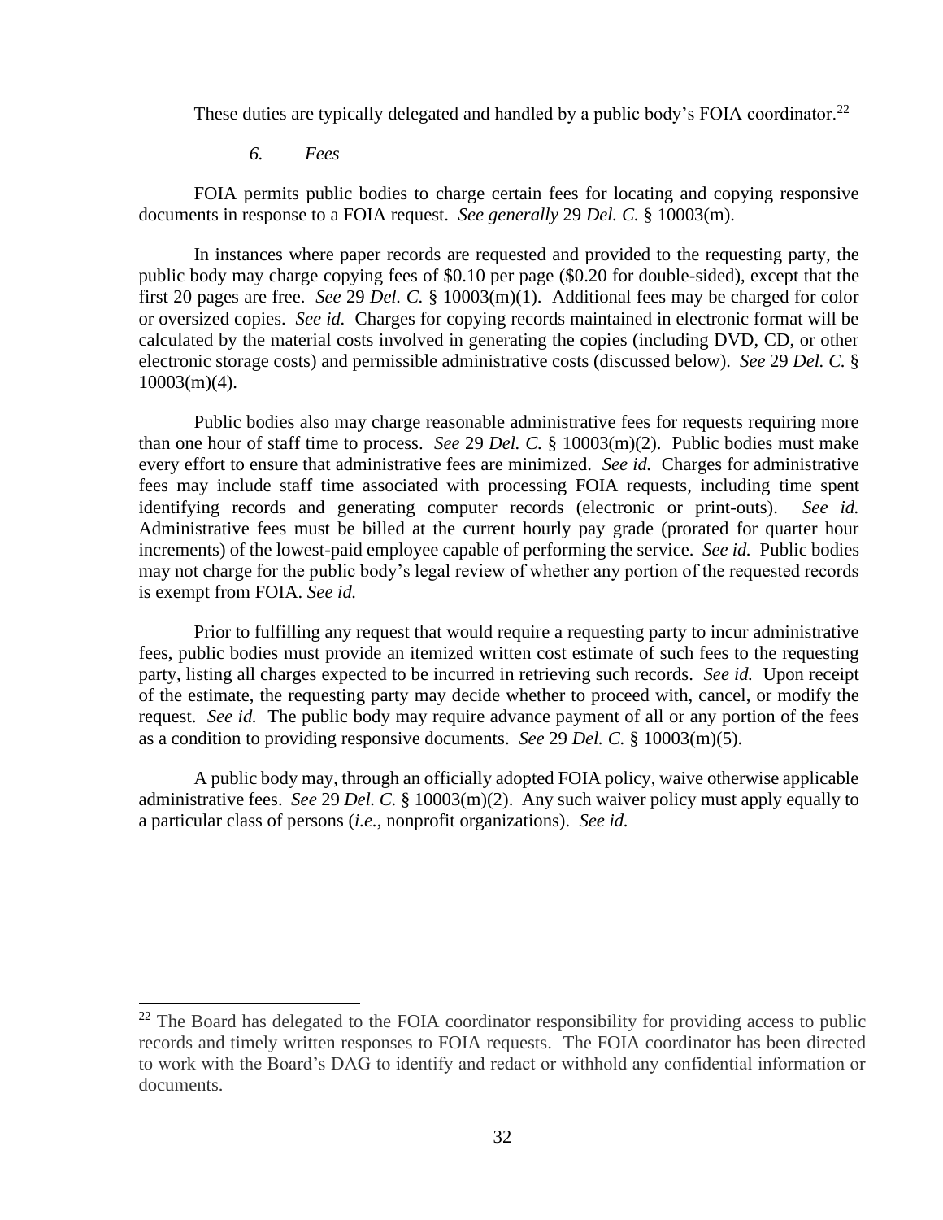These duties are typically delegated and handled by a public body's FOIA coordinator.[22]

*6. Fees*

FOIA permits public bodies to charge certain fees for locating and copying responsive documents in response to a FOIA request. *See generally* 29 *Del. C.* § 10003(m).

In instances where paper records are requested and provided to the requesting party, the public body may charge copying fees of $0.10 per page ($0.20 for double-sided), except that the first 20 pages are free. *See* 29 *Del. C.* § 10003(m)(1). Additional fees may be charged for color or oversized copies. *See id.* Charges for copying records maintained in electronic format will be calculated by the material costs involved in generating the copies (including DVD, CD, or other electronic storage costs) and permissible administrative costs (discussed below). *See* 29 *Del. C.* § 10003(m)(4).

Public bodies also may charge reasonable administrative fees for requests requiring more than one hour of staff time to process. *See* 29 *Del. C.* § 10003(m)(2). Public bodies must make every effort to ensure that administrative fees are minimized. *See id.* Charges for administrative fees may include staff time associated with processing FOIA requests, including time spent identifying records and generating computer records (electronic or print-outs). *See id.* Administrative fees must be billed at the current hourly pay grade (prorated for quarter hour increments) of the lowest-paid employee capable of performing the service. *See id.* Public bodies may not charge for the public body's legal review of whether any portion of the requested records is exempt from FOIA. *See id.*

Prior to fulfilling any request that would require a requesting party to incur administrative fees, public bodies must provide an itemized written cost estimate of such fees to the requesting party, listing all charges expected to be incurred in retrieving such records. *See id.* Upon receipt of the estimate, the requesting party may decide whether to proceed with, cancel, or modify the request. *See id.* The public body may require advance payment of all or any portion of the fees as a condition to providing responsive documents. *See* 29 *Del. C.* § 10003(m)(5).

A public body may, through an officially adopted FOIA policy, waive otherwise applicable administrative fees. *See* 29 *Del. C.* § 10003(m)(2). Any such waiver policy must apply equally to a particular class of persons (*i.e.*, nonprofit organizations). *See id.*

---

[22] The Board has delegated to the FOIA coordinator responsibility for providing access to public records and timely written responses to FOIA requests. The FOIA coordinator has been directed to work with the Board's DAG to identify and redact or withhold any confidential information or documents.